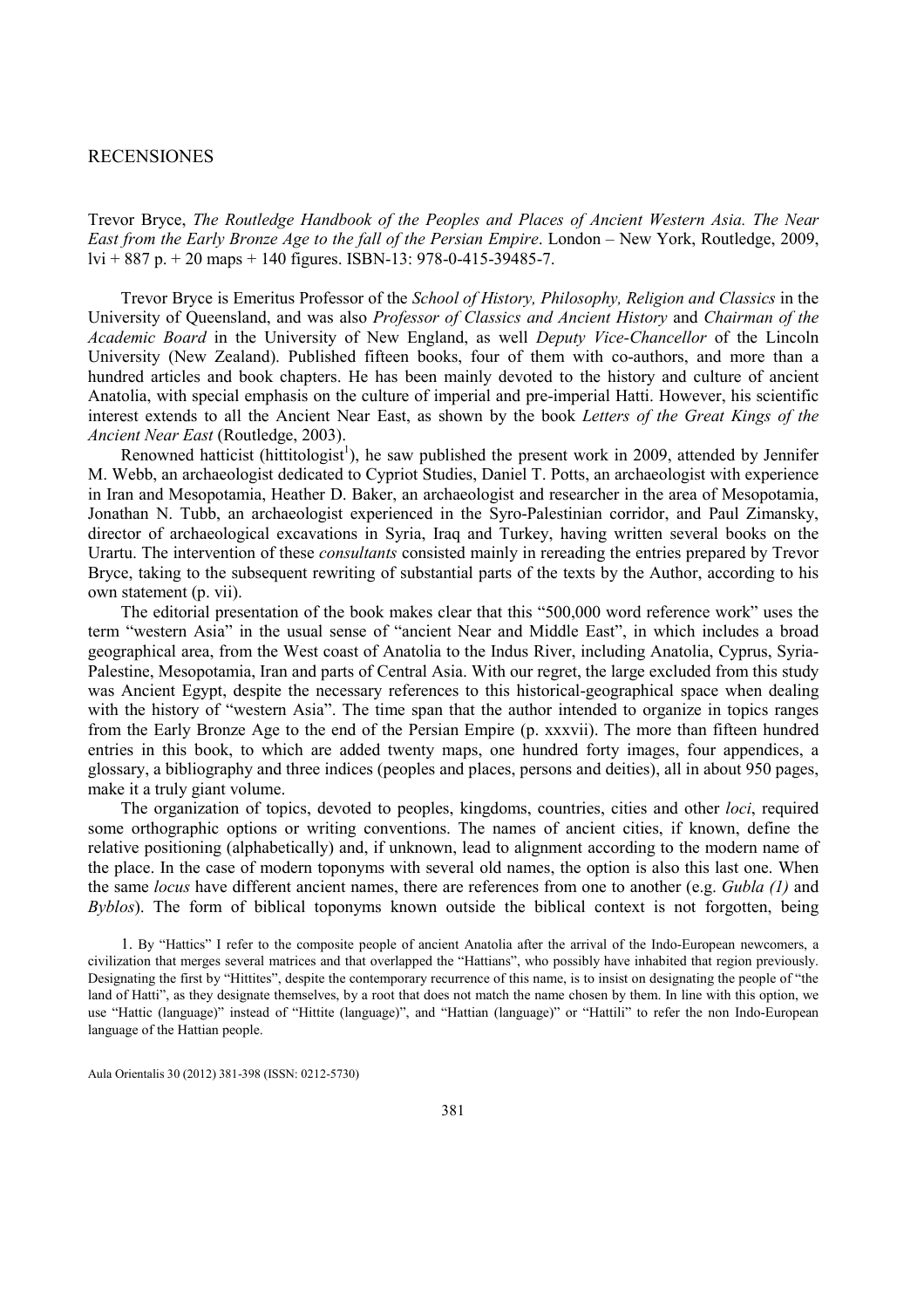# RECENSIONES

Trevor Bryce, *The Routledge Handbook of the Peoples and Places of Ancient Western Asia. The Near East from the Early Bronze Age to the fall of the Persian Empire*. London – New York, Routledge, 2009, lvi + 887 p. + 20 maps + 140 figures. ISBN-13: 978-0-415-39485-7.

Trevor Bryce is Emeritus Professor of the *School of History, Philosophy, Religion and Classics* in the University of Queensland, and was also *Professor of Classics and Ancient History* and *Chairman of the Academic Board* in the University of New England, as well *Deputy Vice-Chancellor* of the Lincoln University (New Zealand). Published fifteen books, four of them with co-authors, and more than a hundred articles and book chapters. He has been mainly devoted to the history and culture of ancient Anatolia, with special emphasis on the culture of imperial and pre-imperial Hatti. However, his scientific interest extends to all the Ancient Near East, as shown by the book *Letters of the Great Kings of the Ancient Near East* (Routledge, 2003).

Renowned hatticist (hittitologist[1]), he saw published the present work in 2009, attended by Jennifer M. Webb, an archaeologist dedicated to Cypriot Studies, Daniel T. Potts, an archaeologist with experience in Iran and Mesopotamia, Heather D. Baker, an archaeologist and researcher in the area of Mesopotamia, Jonathan N. Tubb, an archaeologist experienced in the Syro-Palestinian corridor, and Paul Zimansky, director of archaeological excavations in Syria, Iraq and Turkey, having written several books on the Urartu. The intervention of these *consultants* consisted mainly in rereading the entries prepared by Trevor Bryce, taking to the subsequent rewriting of substantial parts of the texts by the Author, according to his own statement (p. vii).

The editorial presentation of the book makes clear that this "500,000 word reference work" uses the term "western Asia" in the usual sense of "ancient Near and Middle East", in which includes a broad geographical area, from the West coast of Anatolia to the Indus River, including Anatolia, Cyprus, Syria-Palestine, Mesopotamia, Iran and parts of Central Asia. With our regret, the large excluded from this study was Ancient Egypt, despite the necessary references to this historical-geographical space when dealing with the history of "western Asia". The time span that the author intended to organize in topics ranges from the Early Bronze Age to the end of the Persian Empire (p. xxxvii). The more than fifteen hundred entries in this book, to which are added twenty maps, one hundred forty images, four appendices, a glossary, a bibliography and three indices (peoples and places, persons and deities), all in about 950 pages, make it a truly giant volume.

The organization of topics, devoted to peoples, kingdoms, countries, cities and other *loci*, required some orthographic options or writing conventions. The names of ancient cities, if known, define the relative positioning (alphabetically) and, if unknown, lead to alignment according to the modern name of the place. In the case of modern toponyms with several old names, the option is also this last one. When the same *locus* have different ancient names, there are references from one to another (e.g. *Gubla (1)* and *Byblos*). The form of biblical toponyms known outside the biblical context is not forgotten, being

1. By "Hattics" I refer to the composite people of ancient Anatolia after the arrival of the Indo-European newcomers, a civilization that merges several matrices and that overlapped the "Hattians", who possibly have inhabited that region previously. Designating the first by "Hittites", despite the contemporary recurrence of this name, is to insist on designating the people of "the land of Hatti", as they designate themselves, by a root that does not match the name chosen by them. In line with this option, we use "Hattic (language)" instead of "Hittite (language)", and "Hattian (language)" or "Hattili" to refer the non Indo-European language of the Hattian people.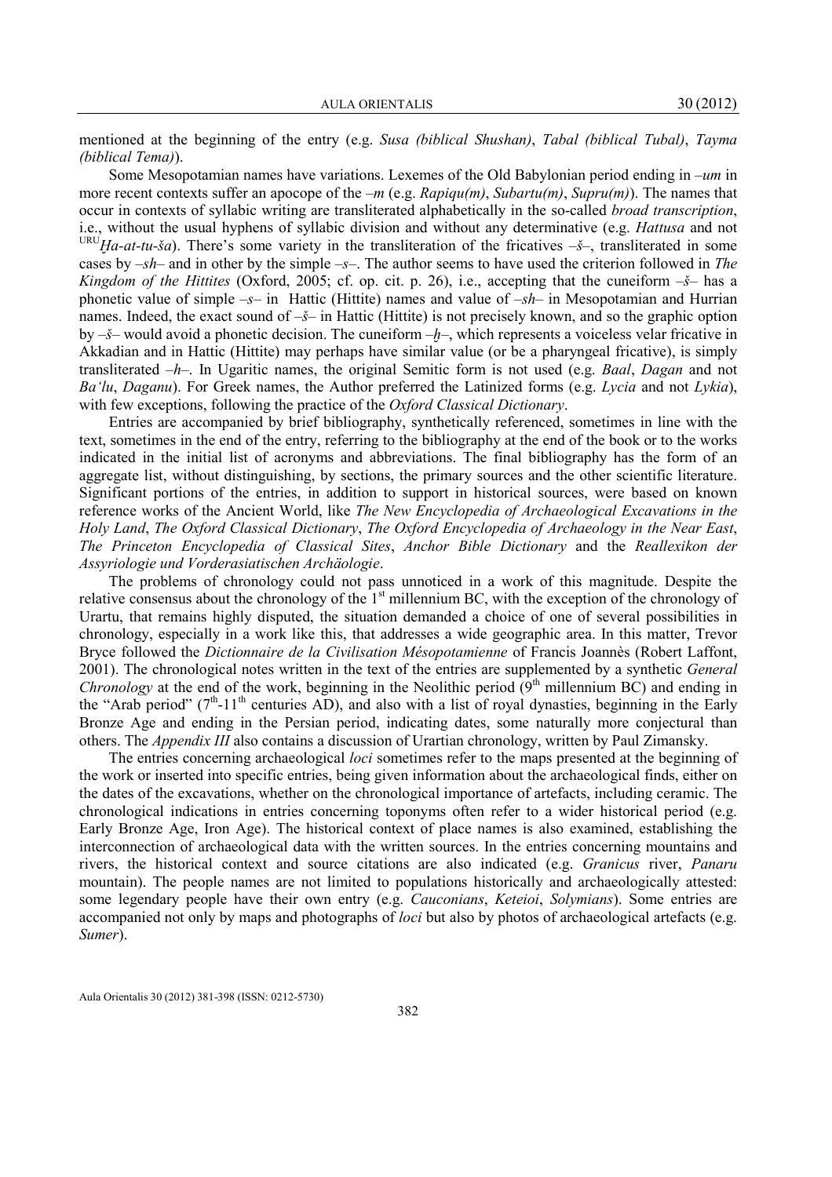mentioned at the beginning of the entry (e.g. *Susa (biblical Shushan)*, *Tabal (biblical Tubal)*, *Tayma (biblical Tema)*).

Some Mesopotamian names have variations. Lexemes of the Old Babylonian period ending in –*um* in more recent contexts suffer an apocope of the –*m* (e.g. *Rapiqu(m)*, *Subartu(m)*, *Supru(m)*). The names that occur in contexts of syllabic writing are transliterated alphabetically in the so-called *broad transcription*, i.e., without the usual hyphens of syllabic division and without any determinative (e.g. *Hattusa* and not URU*Ḫa-at-tu-ša*). There's some variety in the transliteration of the fricatives –*š*–, transliterated in some cases by –*sh*– and in other by the simple –*s*–. The author seems to have used the criterion followed in *The Kingdom of the Hittites* (Oxford, 2005; cf. op. cit. p. 26), i.e., accepting that the cuneiform –*š*– has a phonetic value of simple –*s*– in Hattic (Hittite) names and value of –*sh*– in Mesopotamian and Hurrian names. Indeed, the exact sound of –*š*– in Hattic (Hittite) is not precisely known, and so the graphic option by –*š*– would avoid a phonetic decision. The cuneiform –*ḫ*–, which represents a voiceless velar fricative in Akkadian and in Hattic (Hittite) may perhaps have similar value (or be a pharyngeal fricative), is simply transliterated –*h*–. In Ugaritic names, the original Semitic form is not used (e.g. *Baal*, *Dagan* and not *Ba'lu*, *Daganu*). For Greek names, the Author preferred the Latinized forms (e.g. *Lycia* and not *Lykia*), with few exceptions, following the practice of the *Oxford Classical Dictionary*.

Entries are accompanied by brief bibliography, synthetically referenced, sometimes in line with the text, sometimes in the end of the entry, referring to the bibliography at the end of the book or to the works indicated in the initial list of acronyms and abbreviations. The final bibliography has the form of an aggregate list, without distinguishing, by sections, the primary sources and the other scientific literature. Significant portions of the entries, in addition to support in historical sources, were based on known reference works of the Ancient World, like *The New Encyclopedia of Archaeological Excavations in the Holy Land*, *The Oxford Classical Dictionary*, *The Oxford Encyclopedia of Archaeology in the Near East*, *The Princeton Encyclopedia of Classical Sites*, *Anchor Bible Dictionary* and the *Reallexikon der Assyriologie und Vorderasiatischen Archäologie*.

The problems of chronology could not pass unnoticed in a work of this magnitude. Despite the relative consensus about the chronology of the 1st millennium BC, with the exception of the chronology of Urartu, that remains highly disputed, the situation demanded a choice of one of several possibilities in chronology, especially in a work like this, that addresses a wide geographic area. In this matter, Trevor Bryce followed the *Dictionnaire de la Civilisation Mésopotamienne* of Francis Joannès (Robert Laffont, 2001). The chronological notes written in the text of the entries are supplemented by a synthetic *General Chronology* at the end of the work, beginning in the Neolithic period (9th millennium BC) and ending in the "Arab period" (7th-11th centuries AD), and also with a list of royal dynasties, beginning in the Early Bronze Age and ending in the Persian period, indicating dates, some naturally more conjectural than others. The *Appendix III* also contains a discussion of Urartian chronology, written by Paul Zimansky.

The entries concerning archaeological *loci* sometimes refer to the maps presented at the beginning of the work or inserted into specific entries, being given information about the archaeological finds, either on the dates of the excavations, whether on the chronological importance of artefacts, including ceramic. The chronological indications in entries concerning toponyms often refer to a wider historical period (e.g. Early Bronze Age, Iron Age). The historical context of place names is also examined, establishing the interconnection of archaeological data with the written sources. In the entries concerning mountains and rivers, the historical context and source citations are also indicated (e.g. *Granicus* river, *Panaru* mountain). The people names are not limited to populations historically and archaeologically attested: some legendary people have their own entry (e.g. *Cauconians*, *Keteioi*, *Solymians*). Some entries are accompanied not only by maps and photographs of *loci* but also by photos of archaeological artefacts (e.g. *Sumer*).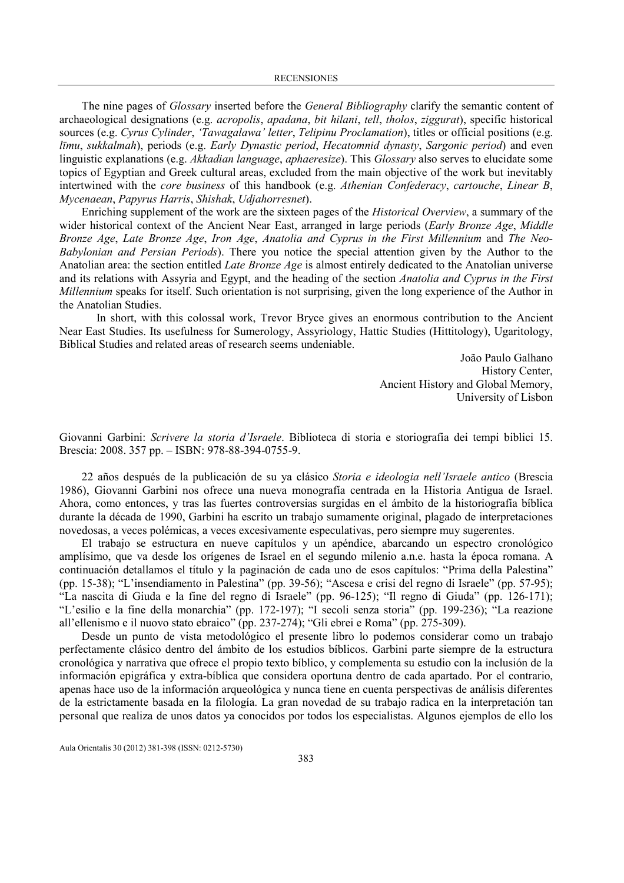The nine pages of *Glossary* inserted before the *General Bibliography* clarify the semantic content of archaeological designations (e.g. *acropolis*, *apadana*, *bit hilani*, *tell*, *tholos*, *ziggurat*), specific historical sources (e.g. *Cyrus Cylinder*, *'Tawagalawa' letter*, *Telipinu Proclamation*), titles or official positions (e.g. *līmu*, *sukkalmah*), periods (e.g. *Early Dynastic period*, *Hecatomnid dynasty*, *Sargonic period*) and even linguistic explanations (e.g. *Akkadian language*, *aphaeresize*). This *Glossary* also serves to elucidate some topics of Egyptian and Greek cultural areas, excluded from the main objective of the work but inevitably intertwined with the *core business* of this handbook (e.g. *Athenian Confederacy*, *cartouche*, *Linear B*, *Mycenaean*, *Papyrus Harris*, *Shishak*, *Udjahorresnet*).

Enriching supplement of the work are the sixteen pages of the *Historical Overview*, a summary of the wider historical context of the Ancient Near East, arranged in large periods (*Early Bronze Age*, *Middle Bronze Age*, *Late Bronze Age*, *Iron Age*, *Anatolia and Cyprus in the First Millennium* and *The Neo-Babylonian and Persian Periods*). There you notice the special attention given by the Author to the Anatolian area: the section entitled *Late Bronze Age* is almost entirely dedicated to the Anatolian universe and its relations with Assyria and Egypt, and the heading of the section *Anatolia and Cyprus in the First Millennium* speaks for itself. Such orientation is not surprising, given the long experience of the Author in the Anatolian Studies.

In short, with this colossal work, Trevor Bryce gives an enormous contribution to the Ancient Near East Studies. Its usefulness for Sumerology, Assyriology, Hattic Studies (Hittitology), Ugaritology, Biblical Studies and related areas of research seems undeniable.

João Paulo Galhano
History Center,
Ancient History and Global Memory,
University of Lisbon

Giovanni Garbini: *Scrivere la storia d'Israele*. Biblioteca di storia e storiografia dei tempi biblici 15. Brescia: 2008. 357 pp. – ISBN: 978-88-394-0755-9.

22 años después de la publicación de su ya clásico *Storia e ideologia nell'Israele antico* (Brescia 1986), Giovanni Garbini nos ofrece una nueva monografía centrada en la Historia Antigua de Israel. Ahora, como entonces, y tras las fuertes controversias surgidas en el ámbito de la historiografía bíblica durante la década de 1990, Garbini ha escrito un trabajo sumamente original, plagado de interpretaciones novedosas, a veces polémicas, a veces excesivamente especulativas, pero siempre muy sugerentes.

El trabajo se estructura en nueve capítulos y un apéndice, abarcando un espectro cronológico amplísimo, que va desde los orígenes de Israel en el segundo milenio a.n.e. hasta la época romana. A continuación detallamos el título y la paginación de cada uno de esos capítulos: "Prima della Palestina" (pp. 15-38); "L'insendiamento in Palestina" (pp. 39-56); "Ascesa e crisi del regno di Israele" (pp. 57-95); "La nascita di Giuda e la fine del regno di Israele" (pp. 96-125); "Il regno di Giuda" (pp. 126-171); "L'esilio e la fine della monarchia" (pp. 172-197); "I secoli senza storia" (pp. 199-236); "La reazione all'ellenismo e il nuovo stato ebraico" (pp. 237-274); "Gli ebrei e Roma" (pp. 275-309).

Desde un punto de vista metodológico el presente libro lo podemos considerar como un trabajo perfectamente clásico dentro del ámbito de los estudios bíblicos. Garbini parte siempre de la estructura cronológica y narrativa que ofrece el propio texto bíblico, y complementa su estudio con la inclusión de la información epigráfica y extra-bíblica que considera oportuna dentro de cada apartado. Por el contrario, apenas hace uso de la información arqueológica y nunca tiene en cuenta perspectivas de análisis diferentes de la estrictamente basada en la filología. La gran novedad de su trabajo radica en la interpretación tan personal que realiza de unos datos ya conocidos por todos los especialistas. Algunos ejemplos de ello los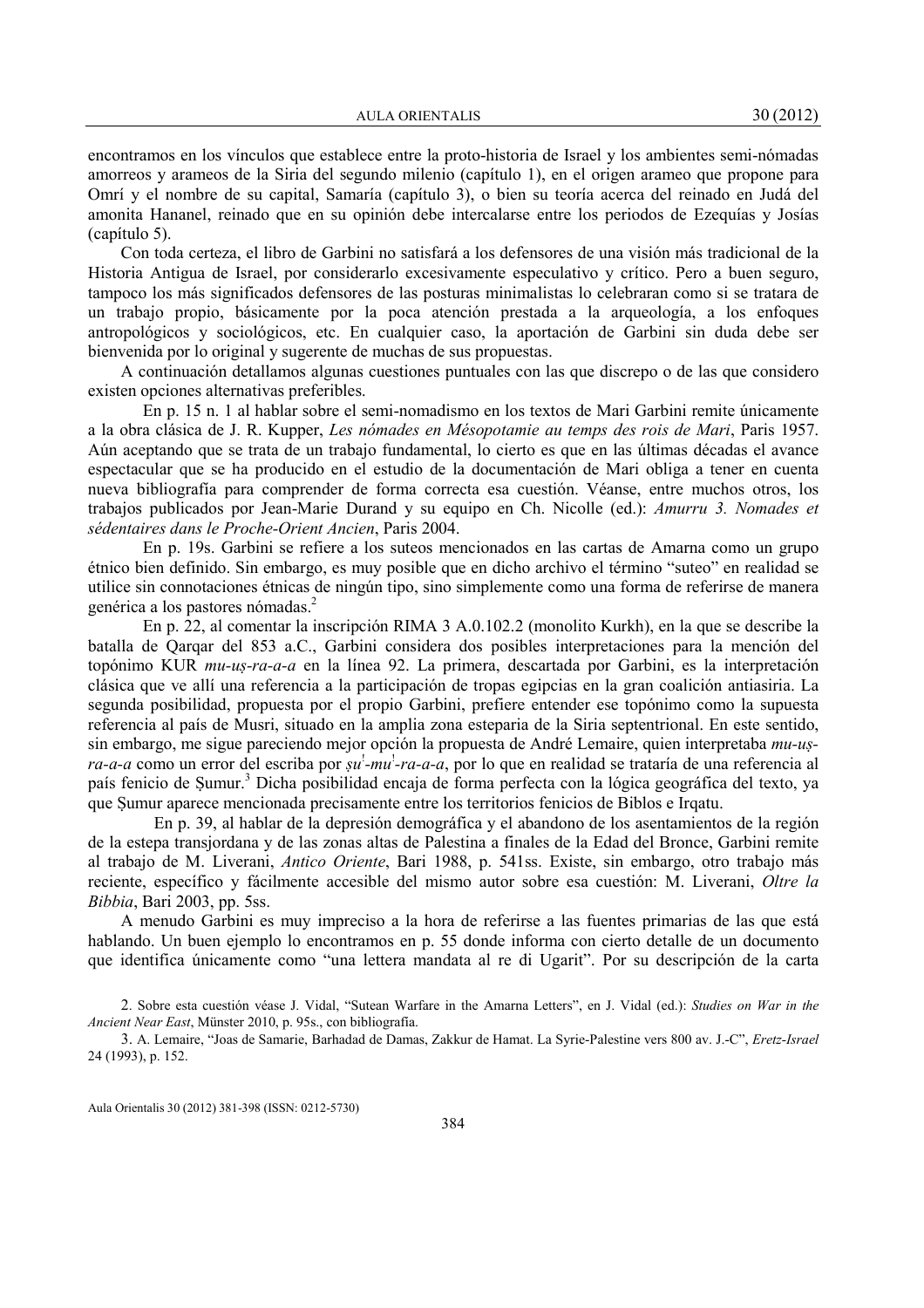encontramos en los vínculos que establece entre la proto-historia de Israel y los ambientes semi-nómadas amorreos y arameos de la Siria del segundo milenio (capítulo 1), en el origen arameo que propone para Omrí y el nombre de su capital, Samaría (capítulo 3), o bien su teoría acerca del reinado en Judá del amonita Hananel, reinado que en su opinión debe intercalarse entre los periodos de Ezequías y Josías (capítulo 5).

Con toda certeza, el libro de Garbini no satisfará a los defensores de una visión más tradicional de la Historia Antigua de Israel, por considerarlo excesivamente especulativo y crítico. Pero a buen seguro, tampoco los más significados defensores de las posturas minimalistas lo celebraran como si se tratara de un trabajo propio, básicamente por la poca atención prestada a la arqueología, a los enfoques antropológicos y sociológicos, etc. En cualquier caso, la aportación de Garbini sin duda debe ser bienvenida por lo original y sugerente de muchas de sus propuestas.

A continuación detallamos algunas cuestiones puntuales con las que discrepo o de las que considero existen opciones alternativas preferibles.

En p. 15 n. 1 al hablar sobre el semi-nomadismo en los textos de Mari Garbini remite únicamente a la obra clásica de J. R. Kupper, *Les nómades en Mésopotamie au temps des rois de Mari*, Paris 1957. Aún aceptando que se trata de un trabajo fundamental, lo cierto es que en las últimas décadas el avance espectacular que se ha producido en el estudio de la documentación de Mari obliga a tener en cuenta nueva bibliografía para comprender de forma correcta esa cuestión. Véanse, entre muchos otros, los trabajos publicados por Jean-Marie Durand y su equipo en Ch. Nicolle (ed.): *Amurru 3. Nomades et sédentaires dans le Proche-Orient Ancien*, Paris 2004.

En p. 19s. Garbini se refiere a los suteos mencionados en las cartas de Amarna como un grupo étnico bien definido. Sin embargo, es muy posible que en dicho archivo el término "suteo" en realidad se utilice sin connotaciones étnicas de ningún tipo, sino simplemente como una forma de referirse de manera genérica a los pastores nómadas.[2]

En p. 22, al comentar la inscripción RIMA 3 A.0.102.2 (monolito Kurkh), en la que se describe la batalla de Qarqar del 853 a.C., Garbini considera dos posibles interpretaciones para la mención del topónimo KUR *mu-uṣ-ra-a-a* en la línea 92. La primera, descartada por Garbini, es la interpretación clásica que ve allí una referencia a la participación de tropas egipcias en la gran coalición antiasiria. La segunda posibilidad, propuesta por el propio Garbini, prefiere entender ese topónimo como la supuesta referencia al país de Musri, situado en la amplia zona esteparia de la Siria septentrional. En este sentido, sin embargo, me sigue pareciendo mejor opción la propuesta de André Lemaire, quien interpretaba *mu-uṣ-ra-a-a* como un error del escriba por *ṣu*!-*mu*!-*ra-a-a*, por lo que en realidad se trataría de una referencia al país fenicio de Ṣumur.[3] Dicha posibilidad encaja de forma perfecta con la lógica geográfica del texto, ya que Ṣumur aparece mencionada precisamente entre los territorios fenicios de Biblos e Irqatu.

En p. 39, al hablar de la depresión demográfica y el abandono de los asentamientos de la región de la estepa transjordana y de las zonas altas de Palestina a finales de la Edad del Bronce, Garbini remite al trabajo de M. Liverani, *Antico Oriente*, Bari 1988, p. 541ss. Existe, sin embargo, otro trabajo más reciente, específico y fácilmente accesible del mismo autor sobre esa cuestión: M. Liverani, *Oltre la Bibbia*, Bari 2003, pp. 5ss.

A menudo Garbini es muy impreciso a la hora de referirse a las fuentes primarias de las que está hablando. Un buen ejemplo lo encontramos en p. 55 donde informa con cierto detalle de un documento que identifica únicamente como "una lettera mandata al re di Ugarit". Por su descripción de la carta

2. Sobre esta cuestión véase J. Vidal, "Sutean Warfare in the Amarna Letters", en J. Vidal (ed.): *Studies on War in the Ancient Near East*, Münster 2010, p. 95s., con bibliografía.

3. A. Lemaire, "Joas de Samarie, Barhadad de Damas, Zakkur de Hamat. La Syrie-Palestine vers 800 av. J.-C", *Eretz-Israel* 24 (1993), p. 152.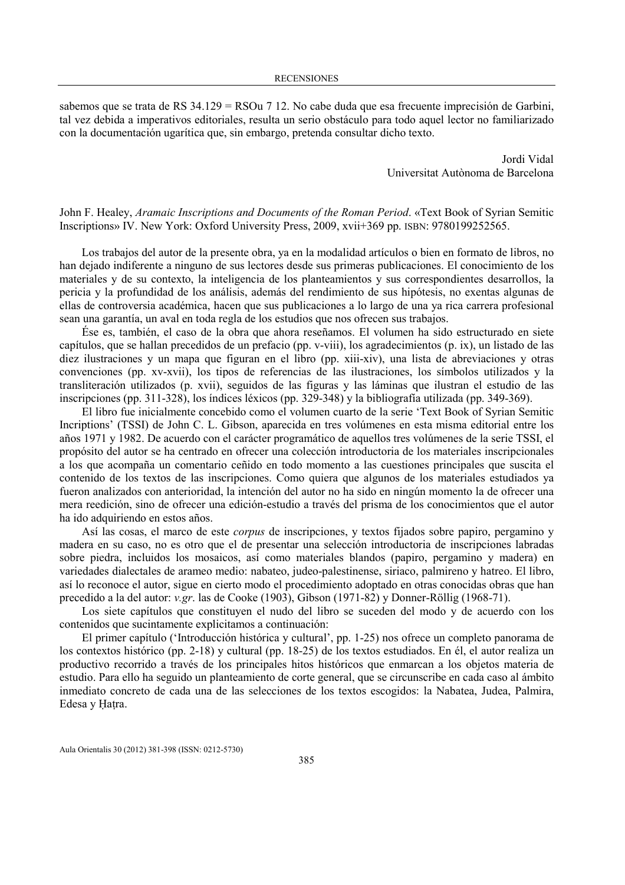sabemos que se trata de RS 34.129 = RSOu 7 12. No cabe duda que esa frecuente imprecisión de Garbini, tal vez debida a imperativos editoriales, resulta un serio obstáculo para todo aquel lector no familiarizado con la documentación ugarítica que, sin embargo, pretenda consultar dicho texto.

Jordi Vidal
Universitat Autònoma de Barcelona

John F. Healey, *Aramaic Inscriptions and Documents of the Roman Period*. «Text Book of Syrian Semitic Inscriptions» IV. New York: Oxford University Press, 2009, xvii+369 pp. ISBN: 9780199252565.

Los trabajos del autor de la presente obra, ya en la modalidad artículos o bien en formato de libros, no han dejado indiferente a ninguno de sus lectores desde sus primeras publicaciones. El conocimiento de los materiales y de su contexto, la inteligencia de los planteamientos y sus correspondientes desarrollos, la pericia y la profundidad de los análisis, además del rendimiento de sus hipótesis, no exentas algunas de ellas de controversia académica, hacen que sus publicaciones a lo largo de una ya rica carrera profesional sean una garantía, un aval en toda regla de los estudios que nos ofrecen sus trabajos.

Ése es, también, el caso de la obra que ahora reseñamos. El volumen ha sido estructurado en siete capítulos, que se hallan precedidos de un prefacio (pp. v-viii), los agradecimientos (p. ix), un listado de las diez ilustraciones y un mapa que figuran en el libro (pp. xiii-xiv), una lista de abreviaciones y otras convenciones (pp. xv-xvii), los tipos de referencias de las ilustraciones, los símbolos utilizados y la transliteración utilizados (p. xvii), seguidos de las figuras y las láminas que ilustran el estudio de las inscripciones (pp. 311-328), los índices léxicos (pp. 329-348) y la bibliografía utilizada (pp. 349-369).

El libro fue inicialmente concebido como el volumen cuarto de la serie 'Text Book of Syrian Semitic Incriptions' (TSSI) de John C. L. Gibson, aparecida en tres volúmenes en esta misma editorial entre los años 1971 y 1982. De acuerdo con el carácter programático de aquellos tres volúmenes de la serie TSSI, el propósito del autor se ha centrado en ofrecer una colección introductoria de los materiales inscripcionales a los que acompaña un comentario ceñido en todo momento a las cuestiones principales que suscita el contenido de los textos de las inscripciones. Como quiera que algunos de los materiales estudiados ya fueron analizados con anterioridad, la intención del autor no ha sido en ningún momento la de ofrecer una mera reedición, sino de ofrecer una edición-estudio a través del prisma de los conocimientos que el autor ha ido adquiriendo en estos años.

Así las cosas, el marco de este *corpus* de inscripciones, y textos fijados sobre papiro, pergamino y madera en su caso, no es otro que el de presentar una selección introductoria de inscripciones labradas sobre piedra, incluidos los mosaicos, así como materiales blandos (papiro, pergamino y madera) en variedades dialectales de arameo medio: nabateo, judeo-palestinense, siriaco, palmireno y hatreo. El libro, así lo reconoce el autor, sigue en cierto modo el procedimiento adoptado en otras conocidas obras que han precedido a la del autor: *v.gr*. las de Cooke (1903), Gibson (1971-82) y Donner-Röllig (1968-71).

Los siete capítulos que constituyen el nudo del libro se suceden del modo y de acuerdo con los contenidos que sucintamente explicitamos a continuación:

El primer capítulo ('Introducción histórica y cultural', pp. 1-25) nos ofrece un completo panorama de los contextos histórico (pp. 2-18) y cultural (pp. 18-25) de los textos estudiados. En él, el autor realiza un productivo recorrido a través de los principales hitos históricos que enmarcan a los objetos materia de estudio. Para ello ha seguido un planteamiento de corte general, que se circunscribe en cada caso al ámbito inmediato concreto de cada una de las selecciones de los textos escogidos: la Nabatea, Judea, Palmira, Edesa y Ḥaṭra.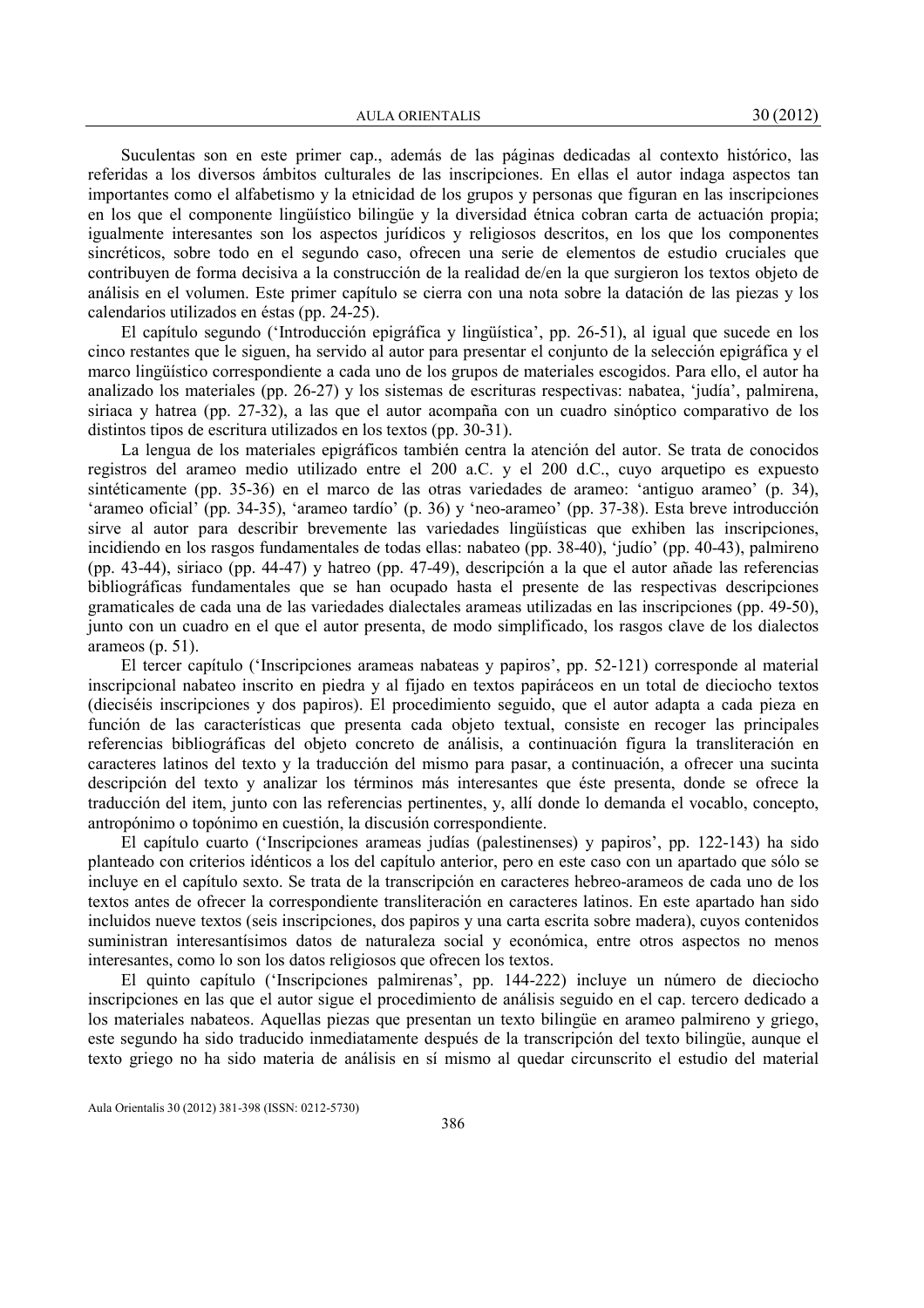Suculentas son en este primer cap., además de las páginas dedicadas al contexto histórico, las referidas a los diversos ámbitos culturales de las inscripciones. En ellas el autor indaga aspectos tan importantes como el alfabetismo y la etnicidad de los grupos y personas que figuran en las inscripciones en los que el componente lingüístico bilingüe y la diversidad étnica cobran carta de actuación propia; igualmente interesantes son los aspectos jurídicos y religiosos descritos, en los que los componentes sincréticos, sobre todo en el segundo caso, ofrecen una serie de elementos de estudio cruciales que contribuyen de forma decisiva a la construcción de la realidad de/en la que surgieron los textos objeto de análisis en el volumen. Este primer capítulo se cierra con una nota sobre la datación de las piezas y los calendarios utilizados en éstas (pp. 24-25).

El capítulo segundo ('Introducción epigráfica y lingüística', pp. 26-51), al igual que sucede en los cinco restantes que le siguen, ha servido al autor para presentar el conjunto de la selección epigráfica y el marco lingüístico correspondiente a cada uno de los grupos de materiales escogidos. Para ello, el autor ha analizado los materiales (pp. 26-27) y los sistemas de escrituras respectivas: nabatea, 'judía', palmirena, siriaca y hatrea (pp. 27-32), a las que el autor acompaña con un cuadro sinóptico comparativo de los distintos tipos de escritura utilizados en los textos (pp. 30-31).

La lengua de los materiales epigráficos también centra la atención del autor. Se trata de conocidos registros del arameo medio utilizado entre el 200 a.C. y el 200 d.C., cuyo arquetipo es expuesto sintéticamente (pp. 35-36) en el marco de las otras variedades de arameo: 'antiguo arameo' (p. 34), 'arameo oficial' (pp. 34-35), 'arameo tardío' (p. 36) y 'neo-arameo' (pp. 37-38). Esta breve introducción sirve al autor para describir brevemente las variedades lingüísticas que exhiben las inscripciones, incidiendo en los rasgos fundamentales de todas ellas: nabateo (pp. 38-40), 'judío' (pp. 40-43), palmireno (pp. 43-44), siriaco (pp. 44-47) y hatreo (pp. 47-49), descripción a la que el autor añade las referencias bibliográficas fundamentales que se han ocupado hasta el presente de las respectivas descripciones gramaticales de cada una de las variedades dialectales arameas utilizadas en las inscripciones (pp. 49-50), junto con un cuadro en el que el autor presenta, de modo simplificado, los rasgos clave de los dialectos arameos (p. 51).

El tercer capítulo ('Inscripciones arameas nabateas y papiros', pp. 52-121) corresponde al material inscripcional nabateo inscrito en piedra y al fijado en textos papiráceos en un total de dieciocho textos (dieciséis inscripciones y dos papiros). El procedimiento seguido, que el autor adapta a cada pieza en función de las características que presenta cada objeto textual, consiste en recoger las principales referencias bibliográficas del objeto concreto de análisis, a continuación figura la transliteración en caracteres latinos del texto y la traducción del mismo para pasar, a continuación, a ofrecer una sucinta descripción del texto y analizar los términos más interesantes que éste presenta, donde se ofrece la traducción del item, junto con las referencias pertinentes, y, allí donde lo demanda el vocablo, concepto, antropónimo o topónimo en cuestión, la discusión correspondiente.

El capítulo cuarto ('Inscripciones arameas judías (palestinenses) y papiros', pp. 122-143) ha sido planteado con criterios idénticos a los del capítulo anterior, pero en este caso con un apartado que sólo se incluye en el capítulo sexto. Se trata de la transcripción en caracteres hebreo-arameos de cada uno de los textos antes de ofrecer la correspondiente transliteración en caracteres latinos. En este apartado han sido incluidos nueve textos (seis inscripciones, dos papiros y una carta escrita sobre madera), cuyos contenidos suministran interesantísimos datos de naturaleza social y económica, entre otros aspectos no menos interesantes, como lo son los datos religiosos que ofrecen los textos.

El quinto capítulo ('Inscripciones palmirenas', pp. 144-222) incluye un número de dieciocho inscripciones en las que el autor sigue el procedimiento de análisis seguido en el cap. tercero dedicado a los materiales nabateos. Aquellas piezas que presentan un texto bilingüe en arameo palmireno y griego, este segundo ha sido traducido inmediatamente después de la transcripción del texto bilingüe, aunque el texto griego no ha sido materia de análisis en sí mismo al quedar circunscrito el estudio del material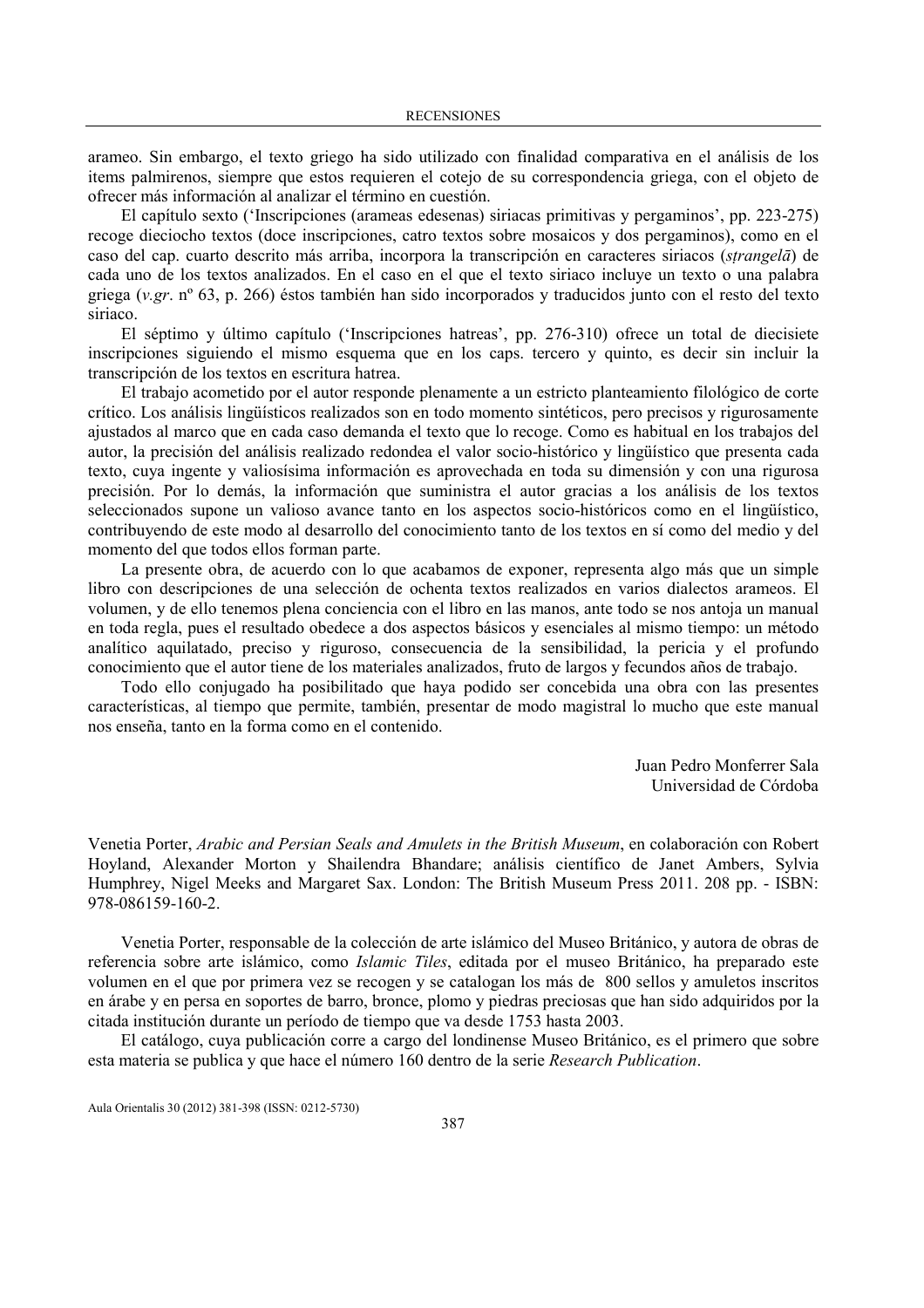arameo. Sin embargo, el texto griego ha sido utilizado con finalidad comparativa en el análisis de los items palmirenos, siempre que estos requieren el cotejo de su correspondencia griega, con el objeto de ofrecer más información al analizar el término en cuestión.

El capítulo sexto ('Inscripciones (arameas edesenas) siriacas primitivas y pergaminos', pp. 223-275) recoge dieciocho textos (doce inscripciones, catro textos sobre mosaicos y dos pergaminos), como en el caso del cap. cuarto descrito más arriba, incorpora la transcripción en caracteres siriacos (*sṭrangelā*) de cada uno de los textos analizados. En el caso en el que el texto siriaco incluye un texto o una palabra griega (*v.gr*. nº 63, p. 266) éstos también han sido incorporados y traducidos junto con el resto del texto siriaco.

El séptimo y último capítulo ('Inscripciones hatreas', pp. 276-310) ofrece un total de diecisiete inscripciones siguiendo el mismo esquema que en los caps. tercero y quinto, es decir sin incluir la transcripción de los textos en escritura hatrea.

El trabajo acometido por el autor responde plenamente a un estricto planteamiento filológico de corte crítico. Los análisis lingüísticos realizados son en todo momento sintéticos, pero precisos y rigurosamente ajustados al marco que en cada caso demanda el texto que lo recoge. Como es habitual en los trabajos del autor, la precisión del análisis realizado redondea el valor socio-histórico y lingüístico que presenta cada texto, cuya ingente y valiosísima información es aprovechada en toda su dimensión y con una rigurosa precisión. Por lo demás, la información que suministra el autor gracias a los análisis de los textos seleccionados supone un valioso avance tanto en los aspectos socio-históricos como en el lingüístico, contribuyendo de este modo al desarrollo del conocimiento tanto de los textos en sí como del medio y del momento del que todos ellos forman parte.

La presente obra, de acuerdo con lo que acabamos de exponer, representa algo más que un simple libro con descripciones de una selección de ochenta textos realizados en varios dialectos arameos. El volumen, y de ello tenemos plena conciencia con el libro en las manos, ante todo se nos antoja un manual en toda regla, pues el resultado obedece a dos aspectos básicos y esenciales al mismo tiempo: un método analítico aquilatado, preciso y riguroso, consecuencia de la sensibilidad, la pericia y el profundo conocimiento que el autor tiene de los materiales analizados, fruto de largos y fecundos años de trabajo.

Todo ello conjugado ha posibilitado que haya podido ser concebida una obra con las presentes características, al tiempo que permite, también, presentar de modo magistral lo mucho que este manual nos enseña, tanto en la forma como en el contenido.

Juan Pedro Monferrer Sala
Universidad de Córdoba

Venetia Porter, *Arabic and Persian Seals and Amulets in the British Museum*, en colaboración con Robert Hoyland, Alexander Morton y Shailendra Bhandare; análisis científico de Janet Ambers, Sylvia Humphrey, Nigel Meeks and Margaret Sax. London: The British Museum Press 2011. 208 pp. - ISBN: 978-086159-160-2.

Venetia Porter, responsable de la colección de arte islámico del Museo Británico, y autora de obras de referencia sobre arte islámico, como *Islamic Tiles*, editada por el museo Británico, ha preparado este volumen en el que por primera vez se recogen y se catalogan los más de 800 sellos y amuletos inscritos en árabe y en persa en soportes de barro, bronce, plomo y piedras preciosas que han sido adquiridos por la citada institución durante un período de tiempo que va desde 1753 hasta 2003.

El catálogo, cuya publicación corre a cargo del londinense Museo Británico, es el primero que sobre esta materia se publica y que hace el número 160 dentro de la serie *Research Publication*.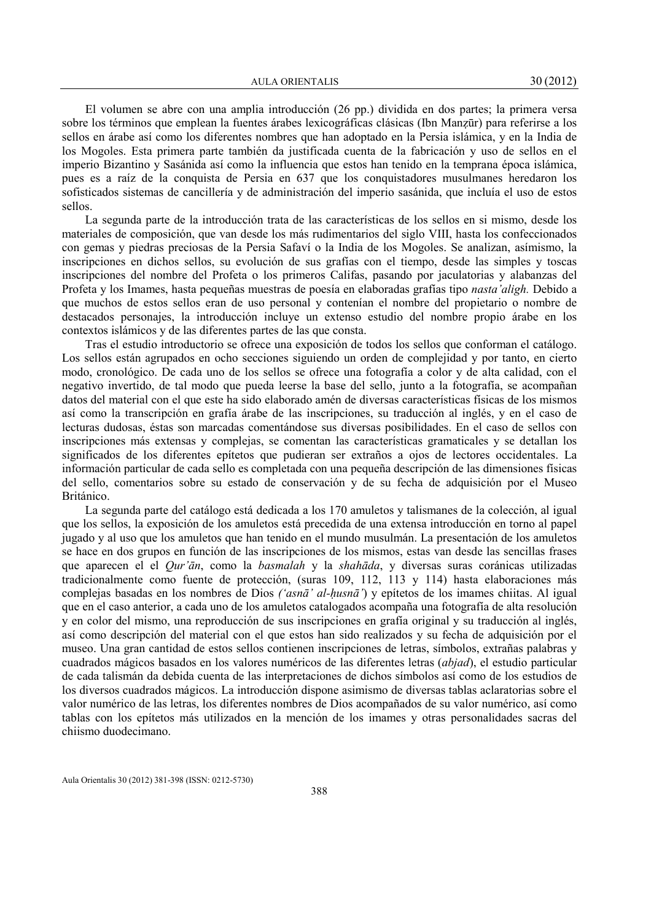El volumen se abre con una amplia introducción (26 pp.) dividida en dos partes; la primera versa sobre los términos que emplean la fuentes árabes lexicográficas clásicas (Ibn Manẓūr) para referirse a los sellos en árabe así como los diferentes nombres que han adoptado en la Persia islámica, y en la India de los Mogoles. Esta primera parte también da justificada cuenta de la fabricación y uso de sellos en el imperio Bizantino y Sasánida así como la influencia que estos han tenido en la temprana época islámica, pues es a raíz de la conquista de Persia en 637 que los conquistadores musulmanes heredaron los sofisticados sistemas de cancillería y de administración del imperio sasánida, que incluía el uso de estos sellos.

La segunda parte de la introducción trata de las características de los sellos en si mismo, desde los materiales de composición, que van desde los más rudimentarios del siglo VIII, hasta los confeccionados con gemas y piedras preciosas de la Persia Safaví o la India de los Mogoles. Se analizan, asímismo, la inscripciones en dichos sellos, su evolución de sus grafías con el tiempo, desde las simples y toscas inscripciones del nombre del Profeta o los primeros Califas, pasando por jaculatorias y alabanzas del Profeta y los Imames, hasta pequeñas muestras de poesía en elaboradas grafías tipo *nasta'aligh.* Debido a que muchos de estos sellos eran de uso personal y contenían el nombre del propietario o nombre de destacados personajes, la introducción incluye un extenso estudio del nombre propio árabe en los contextos islámicos y de las diferentes partes de las que consta.

Tras el estudio introductorio se ofrece una exposición de todos los sellos que conforman el catálogo. Los sellos están agrupados en ocho secciones siguiendo un orden de complejidad y por tanto, en cierto modo, cronológico. De cada uno de los sellos se ofrece una fotografía a color y de alta calidad, con el negativo invertido, de tal modo que pueda leerse la base del sello, junto a la fotografía, se acompañan datos del material con el que este ha sido elaborado amén de diversas características físicas de los mismos así como la transcripción en grafía árabe de las inscripciones, su traducción al inglés, y en el caso de lecturas dudosas, éstas son marcadas comentándose sus diversas posibilidades. En el caso de sellos con inscripciones más extensas y complejas, se comentan las características gramaticales y se detallan los significados de los diferentes epítetos que pudieran ser extraños a ojos de lectores occidentales. La información particular de cada sello es completada con una pequeña descripción de las dimensiones físicas del sello, comentarios sobre su estado de conservación y de su fecha de adquisición por el Museo Británico.

La segunda parte del catálogo está dedicada a los 170 amuletos y talismanes de la colección, al igual que los sellos, la exposición de los amuletos está precedida de una extensa introducción en torno al papel jugado y al uso que los amuletos que han tenido en el mundo musulmán. La presentación de los amuletos se hace en dos grupos en función de las inscripciones de los mismos, estas van desde las sencillas frases que aparecen el el *Qur'ān*, como la *basmalah* y la *shahāda*, y diversas suras coránicas utilizadas tradicionalmente como fuente de protección, (suras 109, 112, 113 y 114) hasta elaboraciones más complejas basadas en los nombres de Dios *('asnā' al-ḥusnā')* y epítetos de los imames chiitas. Al igual que en el caso anterior, a cada uno de los amuletos catalogados acompaña una fotografía de alta resolución y en color del mismo, una reproducción de sus inscripciones en grafía original y su traducción al inglés, así como descripción del material con el que estos han sido realizados y su fecha de adquisición por el museo. Una gran cantidad de estos sellos contienen inscripciones de letras, símbolos, extrañas palabras y cuadrados mágicos basados en los valores numéricos de las diferentes letras (*abjad*), el estudio particular de cada talismán da debida cuenta de las interpretaciones de dichos símbolos así como de los estudios de los diversos cuadrados mágicos. La introducción dispone asimismo de diversas tablas aclaratorias sobre el valor numérico de las letras, los diferentes nombres de Dios acompañados de su valor numérico, así como tablas con los epítetos más utilizados en la mención de los imames y otras personalidades sacras del chiismo duodecimano.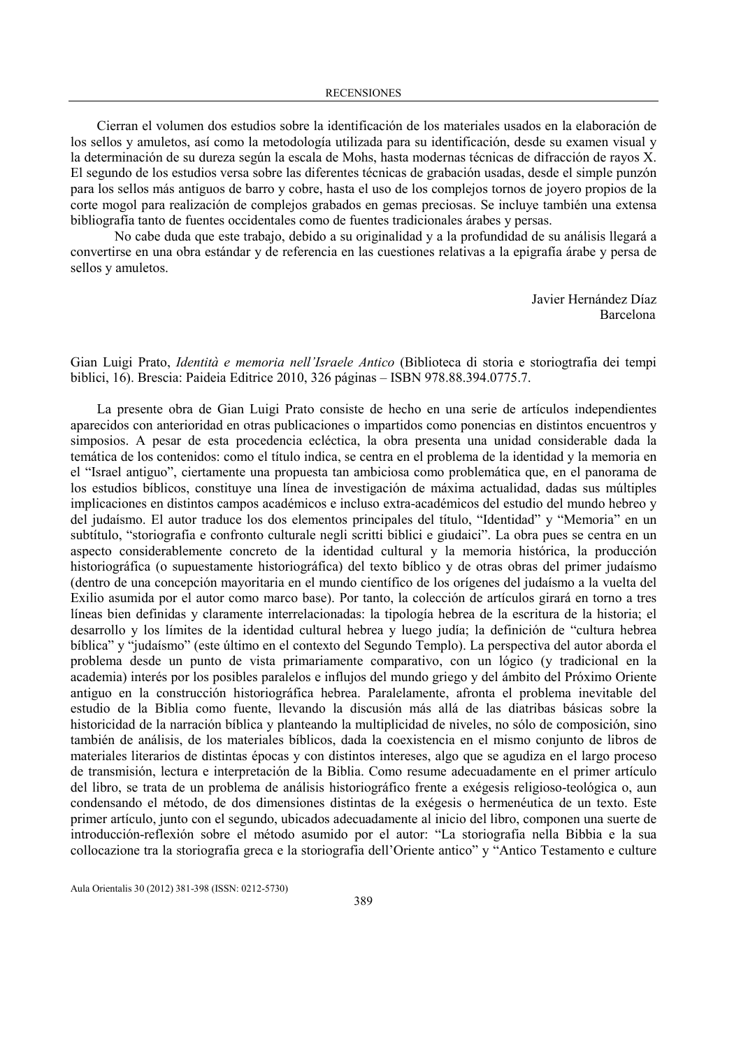Cierran el volumen dos estudios sobre la identificación de los materiales usados en la elaboración de los sellos y amuletos, así como la metodología utilizada para su identificación, desde su examen visual y la determinación de su dureza según la escala de Mohs, hasta modernas técnicas de difracción de rayos X. El segundo de los estudios versa sobre las diferentes técnicas de grabación usadas, desde el simple punzón para los sellos más antiguos de barro y cobre, hasta el uso de los complejos tornos de joyero propios de la corte mogol para realización de complejos grabados en gemas preciosas. Se incluye también una extensa bibliografía tanto de fuentes occidentales como de fuentes tradicionales árabes y persas.

No cabe duda que este trabajo, debido a su originalidad y a la profundidad de su análisis llegará a convertirse en una obra estándar y de referencia en las cuestiones relativas a la epigrafía árabe y persa de sellos y amuletos.

Javier Hernández Díaz
Barcelona

Gian Luigi Prato, *Identità e memoria nell'Israele Antico* (Biblioteca di storia e storiogtrafia dei tempi biblici, 16). Brescia: Paideia Editrice 2010, 326 páginas – ISBN 978.88.394.0775.7.

La presente obra de Gian Luigi Prato consiste de hecho en una serie de artículos independientes aparecidos con anterioridad en otras publicaciones o impartidos como ponencias en distintos encuentros y simposios. A pesar de esta procedencia ecléctica, la obra presenta una unidad considerable dada la temática de los contenidos: como el título indica, se centra en el problema de la identidad y la memoria en el "Israel antiguo", ciertamente una propuesta tan ambiciosa como problemática que, en el panorama de los estudios bíblicos, constituye una línea de investigación de máxima actualidad, dadas sus múltiples implicaciones en distintos campos académicos e incluso extra-académicos del estudio del mundo hebreo y del judaísmo. El autor traduce los dos elementos principales del título, "Identidad" y "Memoria" en un subtítulo, "storiografia e confronto culturale negli scritti biblici e giudaici". La obra pues se centra en un aspecto considerablemente concreto de la identidad cultural y la memoria histórica, la producción historiográfica (o supuestamente historiográfica) del texto bíblico y de otras obras del primer judaísmo (dentro de una concepción mayoritaria en el mundo científico de los orígenes del judaísmo a la vuelta del Exilio asumida por el autor como marco base). Por tanto, la colección de artículos girará en torno a tres líneas bien definidas y claramente interrelacionadas: la tipología hebrea de la escritura de la historia; el desarrollo y los límites de la identidad cultural hebrea y luego judía; la definición de "cultura hebrea bíblica" y "judaísmo" (este último en el contexto del Segundo Templo). La perspectiva del autor aborda el problema desde un punto de vista primariamente comparativo, con un lógico (y tradicional en la academia) interés por los posibles paralelos e influjos del mundo griego y del ámbito del Próximo Oriente antiguo en la construcción historiográfica hebrea. Paralelamente, afronta el problema inevitable del estudio de la Biblia como fuente, llevando la discusión más allá de las diatribas básicas sobre la historicidad de la narración bíblica y planteando la multiplicidad de niveles, no sólo de composición, sino también de análisis, de los materiales bíblicos, dada la coexistencia en el mismo conjunto de libros de materiales literarios de distintas épocas y con distintos intereses, algo que se agudiza en el largo proceso de transmisión, lectura e interpretación de la Biblia. Como resume adecuadamente en el primer artículo del libro, se trata de un problema de análisis historiográfico frente a exégesis religioso-teológica o, aun condensando el método, de dos dimensiones distintas de la exégesis o hermenéutica de un texto. Este primer artículo, junto con el segundo, ubicados adecuadamente al inicio del libro, componen una suerte de introducción-reflexión sobre el método asumido por el autor: "La storiografia nella Bibbia e la sua collocazione tra la storiografia greca e la storiografia dell'Oriente antico" y "Antico Testamento e culture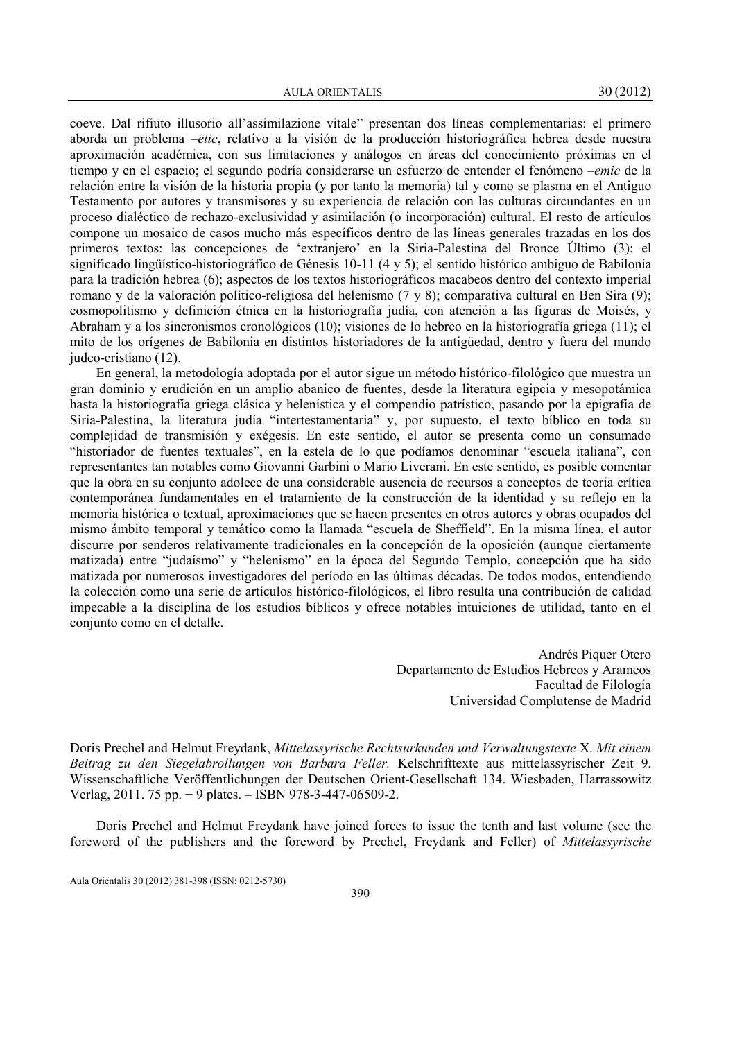coeve. Dal rifuto illusorio all'assimilazione vitale" presentan dos líneas complementarias: el primero aborda un problema –*etic*, relativo a la visión de la producción historiográfica hebrea desde nuestra aproximación académica, con sus limitaciones y análogos en áreas del conocimiento próximas en el tiempo y en el espacio; el segundo podría considerarse un esfuerzo de entender el fenómeno –*emic* de la relación entre la visión de la historia propia (y por tanto la memoria) tal y como se plasma en el Antiguo Testamento por autores y transmisores y su experiencia de relación con las culturas circundantes en un proceso dialéctico de rechazo-exclusividad y asimilación (o incorporación) cultural. El resto de artículos compone un mosaico de casos mucho más específicos dentro de las líneas generales trazadas en los dos primeros textos: las concepciones de 'extranjero' en la Siria-Palestina del Bronce Último (3); el significado lingüístico-historiográfico de Génesis 10-11 (4 y 5); el sentido histórico ambiguo de Babilonia para la tradición hebrea (6); aspectos de los textos historiográficos macabeos dentro del contexto imperial romano y de la valoración político-religiosa del helenismo (7 y 8); comparativa cultural en Ben Sira (9); cosmopolitismo y definición étnica en la historiografía judía, con atención a las figuras de Moisés, y Abraham y a los sincronismos cronológicos (10); visiones de lo hebreo en la historiografía griega (11); el mito de los orígenes de Babilonia en distintos historiadores de la antigüedad, dentro y fuera del mundo judeo-cristiano (12).

En general, la metodología adoptada por el autor sigue un método histórico-filológico que muestra un gran dominio y erudición en un amplio abanico de fuentes, desde la literatura egipcia y mesopotámica hasta la historiografía griega clásica y helenística y el compendio patrístico, pasando por la epigrafía de Siria-Palestina, la literatura judía "intertestamentaria" y, por supuesto, el texto bíblico en toda su complejidad de transmisión y exégesis. En este sentido, el autor se presenta como un consumado "historiador de fuentes textuales", en la estela de lo que podíamos denominar "escuela italiana", con representantes tan notables como Giovanni Garbini o Mario Liverani. En este sentido, es posible comentar que la obra en su conjunto adolece de una considerable ausencia de recursos a conceptos de teoría crítica contemporánea fundamentales en el tratamiento de la construcción de la identidad y su reflejo en la memoria histórica o textual, aproximaciones que se hacen presentes en otros autores y obras ocupados del mismo ámbito temporal y temático como la llamada "escuela de Sheffield". En la misma línea, el autor discurre por senderos relativamente tradicionales en la concepción de la oposición (aunque ciertamente matizada) entre "judaísmo" y "helenismo" en la época del Segundo Templo, concepción que ha sido matizada por numerosos investigadores del período en las últimas décadas. De todos modos, entendiendo la colección como una serie de artículos histórico-filológicos, el libro resulta una contribución de calidad impecable a la disciplina de los estudios bíblicos y ofrece notables intuiciones de utilidad, tanto en el conjunto como en el detalle.

Andrés Piquer Otero
Departamento de Estudios Hebreos y Arameos
Facultad de Filología
Universidad Complutense de Madrid

Doris Prechel and Helmut Freydank, *Mittelassyrische Rechtsurkunden und Verwaltungstexte* X. *Mit einem Beitrag zu den Siegelabrollungen von Barbara Feller.* Kelschrifttexte aus mittelassyrischer Zeit 9. Wissenschaftliche Veröffentlichungen der Deutschen Orient-Gesellschaft 134. Wiesbaden, Harrassowitz Verlag, 2011. 75 pp. + 9 plates. – ISBN 978-3-447-06509-2.

Doris Prechel and Helmut Freydank have joined forces to issue the tenth and last volume (see the foreword of the publishers and the foreword by Prechel, Freydank and Feller) of *Mittelassyrische*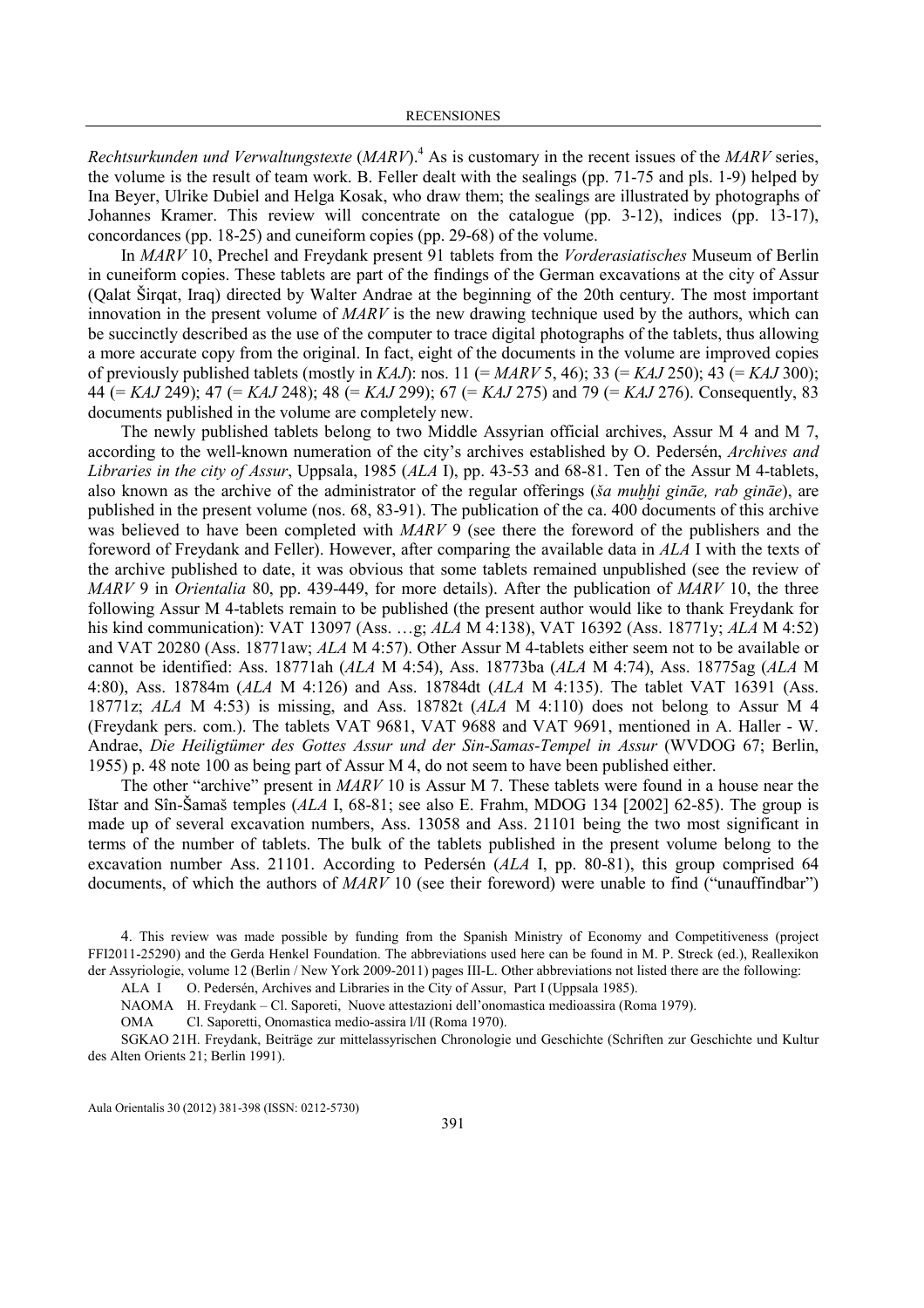*Rechtsurkunden und Verwaltungstexte* (*MARV*).[4] As is customary in the recent issues of the *MARV* series, the volume is the result of team work. B. Feller dealt with the sealings (pp. 71-75 and pls. 1-9) helped by Ina Beyer, Ulrike Dubiel and Helga Kosak, who draw them; the sealings are illustrated by photographs of Johannes Kramer. This review will concentrate on the catalogue (pp. 3-12), indices (pp. 13-17), concordances (pp. 18-25) and cuneiform copies (pp. 29-68) of the volume.

In *MARV* 10, Prechel and Freydank present 91 tablets from the *Vorderasiatisches* Museum of Berlin in cuneiform copies. These tablets are part of the findings of the German excavations at the city of Assur (Qalat Širqat, Iraq) directed by Walter Andrae at the beginning of the 20th century. The most important innovation in the present volume of *MARV* is the new drawing technique used by the authors, which can be succinctly described as the use of the computer to trace digital photographs of the tablets, thus allowing a more accurate copy from the original. In fact, eight of the documents in the volume are improved copies of previously published tablets (mostly in *KAJ*): nos. 11 (= *MARV* 5, 46); 33 (= *KAJ* 250); 43 (= *KAJ* 300); 44 (= *KAJ* 249); 47 (= *KAJ* 248); 48 (= *KAJ* 299); 67 (= *KAJ* 275) and 79 (= *KAJ* 276). Consequently, 83 documents published in the volume are completely new.

The newly published tablets belong to two Middle Assyrian official archives, Assur M 4 and M 7, according to the well-known numeration of the city's archives established by O. Pedersén, *Archives and Libraries in the city of Assur*, Uppsala, 1985 (*ALA* I), pp. 43-53 and 68-81. Ten of the Assur M 4-tablets, also known as the archive of the administrator of the regular offerings (*ša muḫḫi gināe, rab gināe*), are published in the present volume (nos. 68, 83-91). The publication of the ca. 400 documents of this archive was believed to have been completed with *MARV* 9 (see there the foreword of the publishers and the foreword of Freydank and Feller). However, after comparing the available data in *ALA* I with the texts of the archive published to date, it was obvious that some tablets remained unpublished (see the review of *MARV* 9 in *Orientalia* 80, pp. 439-449, for more details). After the publication of *MARV* 10, the three following Assur M 4-tablets remain to be published (the present author would like to thank Freydank for his kind communication): VAT 13097 (Ass. …g; *ALA* M 4:138), VAT 16392 (Ass. 18771y; *ALA* M 4:52) and VAT 20280 (Ass. 18771aw; *ALA* M 4:57). Other Assur M 4-tablets either seem not to be available or cannot be identified: Ass. 18771ah (*ALA* M 4:54), Ass. 18773ba (*ALA* M 4:74), Ass. 18775ag (*ALA* M 4:80), Ass. 18784m (*ALA* M 4:126) and Ass. 18784dt (*ALA* M 4:135). The tablet VAT 16391 (Ass. 18771z; *ALA* M 4:53) is missing, and Ass. 18782t (*ALA* M 4:110) does not belong to Assur M 4 (Freydank pers. com.). The tablets VAT 9681, VAT 9688 and VAT 9691, mentioned in A. Haller - W. Andrae, *Die Heiligtümer des Gottes Assur und der Sin-Samas-Tempel in Assur* (WVDOG 67; Berlin, 1955) p. 48 note 100 as being part of Assur M 4, do not seem to have been published either.

The other "archive" present in *MARV* 10 is Assur M 7. These tablets were found in a house near the Ištar and Sîn-Šamaš temples (*ALA* I, 68-81; see also E. Frahm, MDOG 134 [2002] 62-85). The group is made up of several excavation numbers, Ass. 13058 and Ass. 21101 being the two most significant in terms of the number of tablets. The bulk of the tablets published in the present volume belong to the excavation number Ass. 21101. According to Pedersén (*ALA* I, pp. 80-81), this group comprised 64 documents, of which the authors of *MARV* 10 (see their foreword) were unable to find ("unauffindbar")

4. This review was made possible by funding from the Spanish Ministry of Economy and Competitiveness (project FFI2011-25290) and the Gerda Henkel Foundation. The abbreviations used here can be found in M. P. Streck (ed.), Reallexikon der Assyriologie, volume 12 (Berlin / New York 2009-2011) pages III-L. Other abbreviations not listed there are the following:

ALA I    O. Pedersén, Archives and Libraries in the City of Assur, Part I (Uppsala 1985).

NAOMA    H. Freydank – Cl. Saporeti, Nuove attestazioni dell'onomastica medioassira (Roma 1979).

OMA    Cl. Saporetti, Onomastica medio-assira I/II (Roma 1970).

SGKAO 21    H. Freydank, Beiträge zur mittelassyrischen Chronologie und Geschichte (Schriften zur Geschichte und Kultur des Alten Orients 21; Berlin 1991).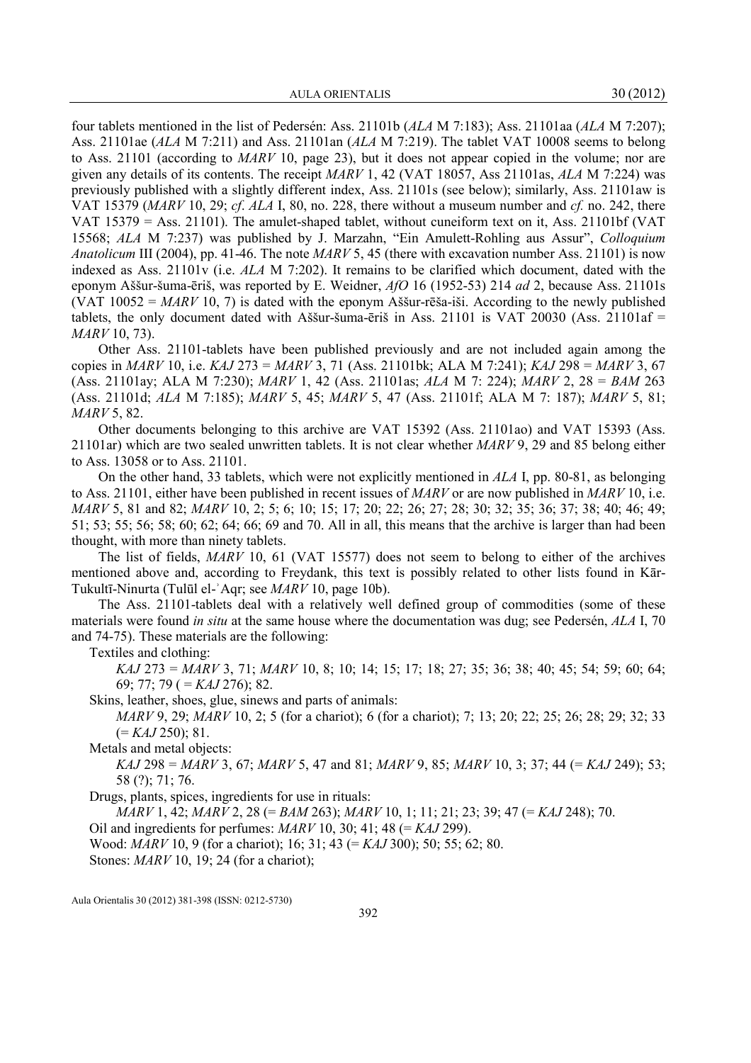four tablets mentioned in the list of Pedersén: Ass. 21101b (*ALA* M 7:183); Ass. 21101aa (*ALA* M 7:207); Ass. 21101ae (*ALA* M 7:211) and Ass. 21101an (*ALA* M 7:219). The tablet VAT 10008 seems to belong to Ass. 21101 (according to *MARV* 10, page 23), but it does not appear copied in the volume; nor are given any details of its contents. The receipt *MARV* 1, 42 (VAT 18057, Ass 21101as, *ALA* M 7:224) was previously published with a slightly different index, Ass. 21101s (see below); similarly, Ass. 21101aw is VAT 15379 (*MARV* 10, 29; *cf*. *ALA* I, 80, no. 228, there without a museum number and *cf.* no. 242, there VAT 15379 = Ass. 21101). The amulet-shaped tablet, without cuneiform text on it, Ass. 21101bf (VAT 15568; *ALA* M 7:237) was published by J. Marzahn, "Ein Amulett-Rohling aus Assur", *Colloquium Anatolicum* III (2004), pp. 41-46. The note *MARV* 5, 45 (there with excavation number Ass. 21101) is now indexed as Ass. 21101v (i.e. *ALA* M 7:202). It remains to be clarified which document, dated with the eponym Aššur-šuma-ēriš, was reported by E. Weidner, *AfO* 16 (1952-53) 214 *ad* 2, because Ass. 21101s (VAT 10052 = *MARV* 10, 7) is dated with the eponym Aššur-rēša-iši. According to the newly published tablets, the only document dated with Aššur-šuma-ēriš in Ass. 21101 is VAT 20030 (Ass. 21101af = *MARV* 10, 73).

Other Ass. 21101-tablets have been published previously and are not included again among the copies in *MARV* 10, i.e. *KAJ* 273 = *MARV* 3, 71 (Ass. 21101bk; ALA M 7:241); *KAJ* 298 = *MARV* 3, 67 (Ass. 21101ay; ALA M 7:230); *MARV* 1, 42 (Ass. 21101as; *ALA* M 7: 224); *MARV* 2, 28 = *BAM* 263 (Ass. 21101d; *ALA* M 7:185); *MARV* 5, 45; *MARV* 5, 47 (Ass. 21101f; ALA M 7: 187); *MARV* 5, 81; *MARV* 5, 82.

Other documents belonging to this archive are VAT 15392 (Ass. 21101ao) and VAT 15393 (Ass. 21101ar) which are two sealed unwritten tablets. It is not clear whether *MARV* 9, 29 and 85 belong either to Ass. 13058 or to Ass. 21101.

On the other hand, 33 tablets, which were not explicitly mentioned in *ALA* I, pp. 80-81, as belonging to Ass. 21101, either have been published in recent issues of *MARV* or are now published in *MARV* 10, i.e. *MARV* 5, 81 and 82; *MARV* 10, 2; 5; 6; 10; 15; 17; 20; 22; 26; 27; 28; 30; 32; 35; 36; 37; 38; 40; 46; 49; 51; 53; 55; 56; 58; 60; 62; 64; 66; 69 and 70. All in all, this means that the archive is larger than had been thought, with more than ninety tablets.

The list of fields, *MARV* 10, 61 (VAT 15577) does not seem to belong to either of the archives mentioned above and, according to Freydank, this text is possibly related to other lists found in Kār-Tukultī-Ninurta (Tulūl el-ʾAqr; see *MARV* 10, page 10b).

The Ass. 21101-tablets deal with a relatively well defined group of commodities (some of these materials were found *in situ* at the same house where the documentation was dug; see Pedersén, *ALA* I, 70 and 74-75). These materials are the following:

Textiles and clothing:

*KAJ* 273 = *MARV* 3, 71; *MARV* 10, 8; 10; 14; 15; 17; 18; 27; 35; 36; 38; 40; 45; 54; 59; 60; 64; 69; 77; 79 ( = *KAJ* 276); 82.

Skins, leather, shoes, glue, sinews and parts of animals:

*MARV* 9, 29; *MARV* 10, 2; 5 (for a chariot); 6 (for a chariot); 7; 13; 20; 22; 25; 26; 28; 29; 32; 33 (= *KAJ* 250); 81.

Metals and metal objects:

*KAJ* 298 = *MARV* 3, 67; *MARV* 5, 47 and 81; *MARV* 9, 85; *MARV* 10, 3; 37; 44 (= *KAJ* 249); 53; 58 (?); 71; 76.

Drugs, plants, spices, ingredients for use in rituals:

*MARV* 1, 42; *MARV* 2, 28 (= *BAM* 263); *MARV* 10, 1; 11; 21; 23; 39; 47 (= *KAJ* 248); 70.

Oil and ingredients for perfumes: *MARV* 10, 30; 41; 48 (= *KAJ* 299).

Wood: *MARV* 10, 9 (for a chariot); 16; 31; 43 (= *KAJ* 300); 50; 55; 62; 80.

Stones: *MARV* 10, 19; 24 (for a chariot);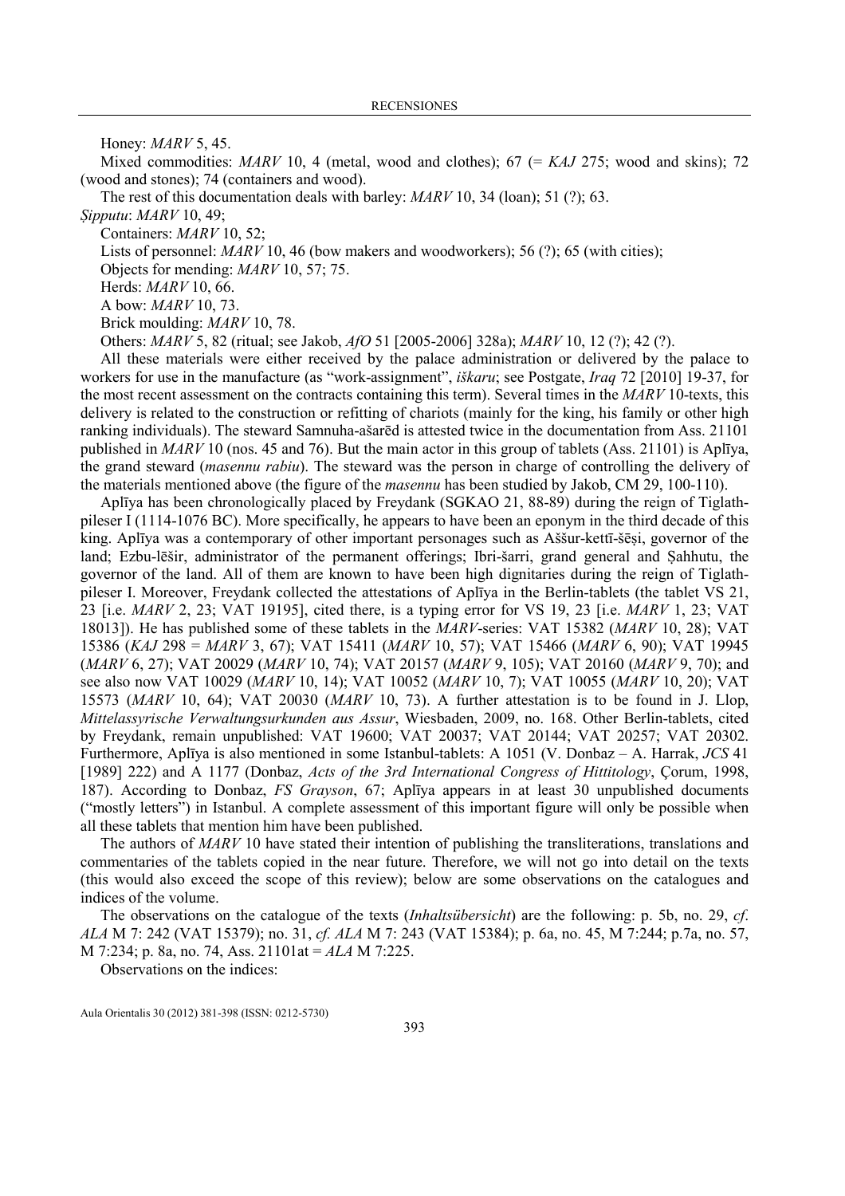Honey: *MARV* 5, 45.

Mixed commodities: *MARV* 10, 4 (metal, wood and clothes); 67 (= *KAJ* 275; wood and skins); 72 (wood and stones); 74 (containers and wood).

The rest of this documentation deals with barley: *MARV* 10, 34 (loan); 51 (?); 63.

*Ṣipputu*: *MARV* 10, 49;

Containers: *MARV* 10, 52;

Lists of personnel: *MARV* 10, 46 (bow makers and woodworkers); 56 (?); 65 (with cities);

Objects for mending: *MARV* 10, 57; 75.

Herds: *MARV* 10, 66.

A bow: *MARV* 10, 73.

Brick moulding: *MARV* 10, 78.

Others: *MARV* 5, 82 (ritual; see Jakob, *AfO* 51 [2005-2006] 328a); *MARV* 10, 12 (?); 42 (?).

All these materials were either received by the palace administration or delivered by the palace to workers for use in the manufacture (as "work-assignment", *iškaru*; see Postgate, *Iraq* 72 [2010] 19-37, for the most recent assessment on the contracts containing this term). Several times in the *MARV* 10-texts, this delivery is related to the construction or refitting of chariots (mainly for the king, his family or other high ranking individuals). The steward Samnuha-ašarēd is attested twice in the documentation from Ass. 21101 published in *MARV* 10 (nos. 45 and 76). But the main actor in this group of tablets (Ass. 21101) is Aplīya, the grand steward (*masennu rabiu*). The steward was the person in charge of controlling the delivery of the materials mentioned above (the figure of the *masennu* has been studied by Jakob, CM 29, 100-110).

Aplīya has been chronologically placed by Freydank (SGKAO 21, 88-89) during the reign of Tiglath-pileser I (1114-1076 BC). More specifically, he appears to have been an eponym in the third decade of this king. Aplīya was a contemporary of other important personages such as Aššur-kettī-šēṣi, governor of the land; Ezbu-lēšir, administrator of the permanent offerings; Ibri-šarri, grand general and Ṣahhutu, the governor of the land. All of them are known to have been high dignitaries during the reign of Tiglath-pileser I. Moreover, Freydank collected the attestations of Aplīya in the Berlin-tablets (the tablet VS 21, 23 [i.e. *MARV* 2, 23; VAT 19195], cited there, is a typing error for VS 19, 23 [i.e. *MARV* 1, 23; VAT 18013]). He has published some of these tablets in the *MARV*-series: VAT 15382 (*MARV* 10, 28); VAT 15386 (*KAJ* 298 = *MARV* 3, 67); VAT 15411 (*MARV* 10, 57); VAT 15466 (*MARV* 6, 90); VAT 19945 (*MARV* 6, 27); VAT 20029 (*MARV* 10, 74); VAT 20157 (*MARV* 9, 105); VAT 20160 (*MARV* 9, 70); and see also now VAT 10029 (*MARV* 10, 14); VAT 10052 (*MARV* 10, 7); VAT 10055 (*MARV* 10, 20); VAT 15573 (*MARV* 10, 64); VAT 20030 (*MARV* 10, 73). A further attestation is to be found in J. Llop, *Mittelassyrische Verwaltungsurkunden aus Assur*, Wiesbaden, 2009, no. 168. Other Berlin-tablets, cited by Freydank, remain unpublished: VAT 19600; VAT 20037; VAT 20144; VAT 20257; VAT 20302. Furthermore, Aplīya is also mentioned in some Istanbul-tablets: A 1051 (V. Donbaz – A. Harrak, *JCS* 41 [1989] 222) and A 1177 (Donbaz, *Acts of the 3rd International Congress of Hittitology*, Çorum, 1998, 187). According to Donbaz, *FS Grayson*, 67; Aplīya appears in at least 30 unpublished documents ("mostly letters") in Istanbul. A complete assessment of this important figure will only be possible when all these tablets that mention him have been published.

The authors of *MARV* 10 have stated their intention of publishing the transliterations, translations and commentaries of the tablets copied in the near future. Therefore, we will not go into detail on the texts (this would also exceed the scope of this review); below are some observations on the catalogues and indices of the volume.

The observations on the catalogue of the texts (*Inhaltsübersicht*) are the following: p. 5b, no. 29, *cf*. *ALA* M 7: 242 (VAT 15379); no. 31, *cf. ALA* M 7: 243 (VAT 15384); p. 6a, no. 45, M 7:244; p.7a, no. 57, M 7:234; p. 8a, no. 74, Ass. 21101at = *ALA* M 7:225.

Observations on the indices: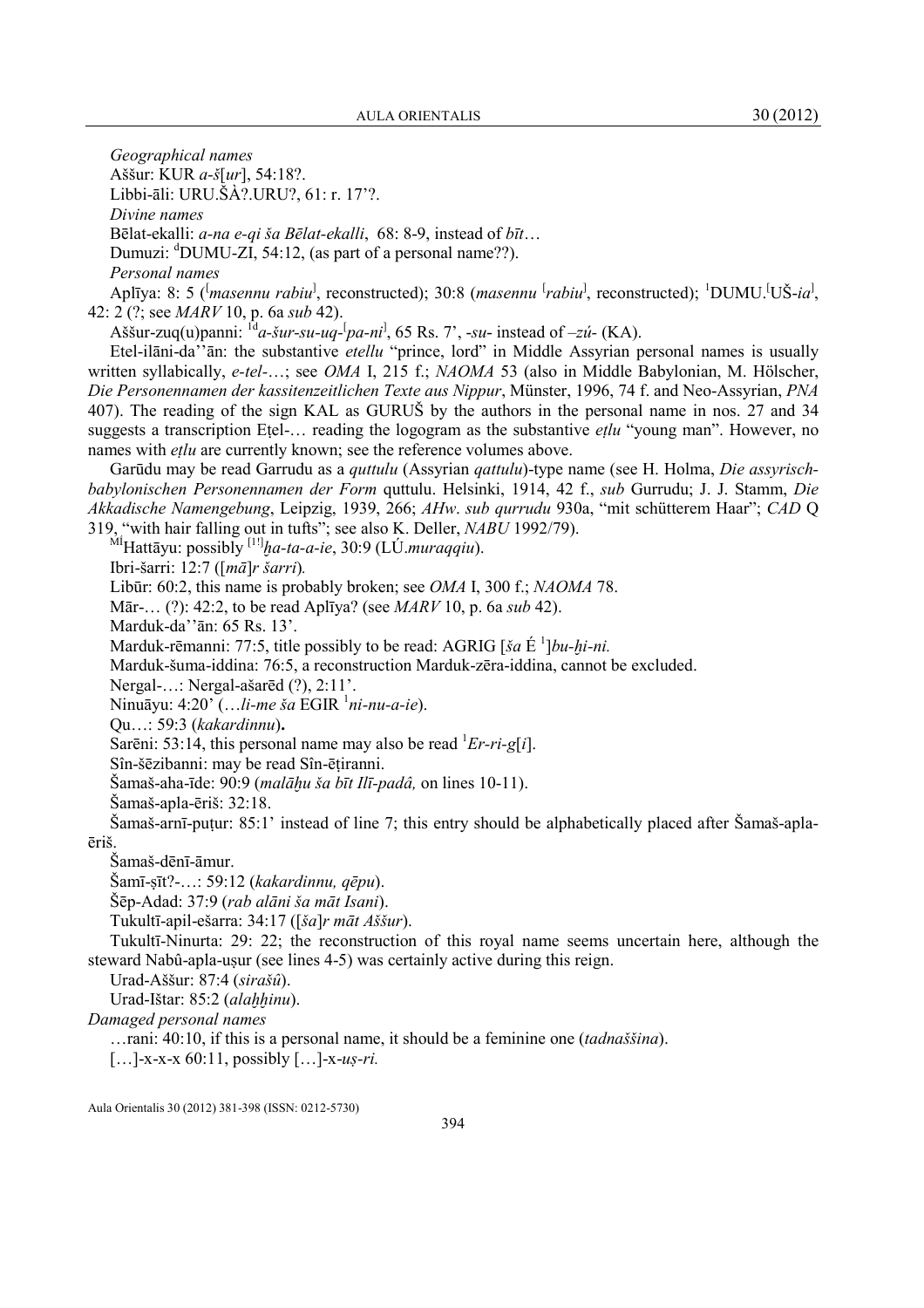*Geographical names*

Aššur: KUR *a-š*[*ur*], 54:18?.

Libbi-āli: URU.ŠÀ?.URU?, 61: r. 17'?.

*Divine names*

Bēlat-ekalli: *a-na e-qi ša Bēlat-ekalli*, 68: 8-9, instead of *bīt*…

Dumuzi: ᵈDUMU-ZI, 54:12, (as part of a personal name??).

*Personal names*

Aplīya: 8: 5 (⌈*masennu rabiu*⌉, reconstructed); 30:8 (*masennu* ⌈*rabiu*⌉, reconstructed); ¹DUMU.⌈UŠ-*ia*⌉, 42: 2 (?; see *MARV* 10, p. 6a *sub* 42).

Aššur-zuq(u)panni: ¹ᵈ*a-šur-su-uq-*⌈*pa-ni*⌉, 65 Rs. 7', -*su*- instead of –*zú*- (KA).

Etel-ilāni-da''ān: the substantive *etellu* "prince, lord" in Middle Assyrian personal names is usually written syllabically, *e-tel-*…; see *OMA* I, 215 f.; *NAOMA* 53 (also in Middle Babylonian, M. Hölscher, *Die Personennamen der kassitenzeitlichen Texte aus Nippur*, Münster, 1996, 74 f. and Neo-Assyrian, *PNA* 407). The reading of the sign KAL as GURUŠ by the authors in the personal name in nos. 27 and 34 suggests a transcription Eṭel-… reading the logogram as the substantive *eṭlu* "young man". However, no names with *eṭlu* are currently known; see the reference volumes above.

Garūdu may be read Garrudu as a *quttulu* (Assyrian *qattulu*)-type name (see H. Holma, *Die assyrisch-babylonischen Personennamen der Form* quttulu. Helsinki, 1914, 42 f., *sub* Gurrudu; J. J. Stamm, *Die Akkadische Namengebung*, Leipzig, 1939, 266; *AHw*. *sub qurrudu* 930a, "mit schütterem Haar"; *CAD* Q 319, "with hair falling out in tufts"; see also K. Deller, *NABU* 1992/79).

ᴹᴵHattāyu: possibly ⌈¹⌉*ḫa-ta-a-ie*, 30:9 (LÚ.*muraqqiu*).

Ibri-šarri: 12:7 ([*mā*]*r šarri*)*.*

Libūr: 60:2, this name is probably broken; see *OMA* I, 300 f.; *NAOMA* 78.

Mār-… (?): 42:2, to be read Aplīya? (see *MARV* 10, p. 6a *sub* 42).

Marduk-da''ān: 65 Rs. 13'.

Marduk-rēmanni: 77:5, title possibly to be read: AGRIG [*ša* É ¹]*bu-ḫi-ni.*

Marduk-šuma-iddina: 76:5, a reconstruction Marduk-zēra-iddina, cannot be excluded.

Nergal-…: Nergal-ašarēd (?), 2:11'.

Ninuāyu: 4:20' (…*li-me ša* EGIR ¹*ni-nu-a-ie*).

Qu…: 59:3 (*kakardinnu*)**.**

Sarēni: 53:14, this personal name may also be read ¹*Er-ri-g*[*i*].

Sîn-šēzibanni: may be read Sîn-ēṭiranni.

Šamaš-aha-īde: 90:9 (*malāḫu ša bīt Ilī-padâ,* on lines 10-11).

Šamaš-apla-ēriš: 32:18.

Šamaš-arnī-puṭur: 85:1' instead of line 7; this entry should be alphabetically placed after Šamaš-apla-ēriš.

Šamaš-dēnī-āmur.

Šamī-ṣīt?-…: 59:12 (*kakardinnu, qēpu*).

Šēp-Adad: 37:9 (*rab alāni ša māt Isani*).

Tukultī-apil-ešarra: 34:17 ([*ša*]*r māt Aššur*).

Tukultī-Ninurta: 29: 22; the reconstruction of this royal name seems uncertain here, although the steward Nabû-apla-uṣur (see lines 4-5) was certainly active during this reign.

Urad-Aššur: 87:4 (*sirašû*).

Urad-Ištar: 85:2 (*alaḫḫinu*).

*Damaged personal names*

…rani: 40:10, if this is a personal name, it should be a feminine one (*tadnaššina*).

[…]-x-x-x 60:11, possibly […]-x-*uṣ-ri.*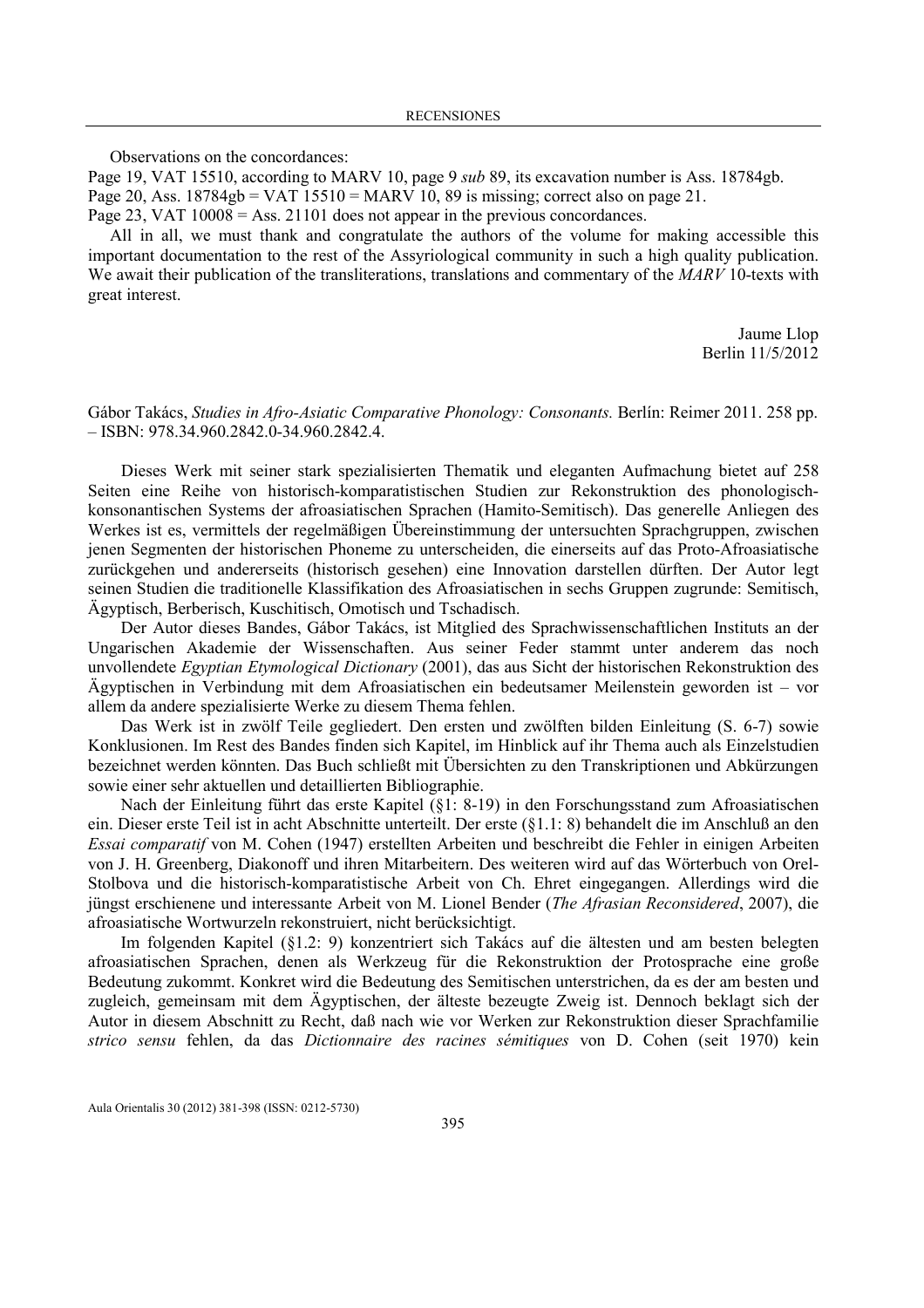Observations on the concordances:

Page 19, VAT 15510, according to MARV 10, page 9 *sub* 89, its excavation number is Ass. 18784gb.

Page 20, Ass. 18784gb = VAT 15510 = MARV 10, 89 is missing; correct also on page 21.

Page 23, VAT 10008 = Ass. 21101 does not appear in the previous concordances.

All in all, we must thank and congratulate the authors of the volume for making accessible this important documentation to the rest of the Assyriological community in such a high quality publication. We await their publication of the transliterations, translations and commentary of the *MARV* 10-texts with great interest.

Jaume Llop
Berlin 11/5/2012

Gábor Takács, *Studies in Afro-Asiatic Comparative Phonology: Consonants.* Berlín: Reimer 2011. 258 pp. – ISBN: 978.34.960.2842.0-34.960.2842.4.

Dieses Werk mit seiner stark spezialisierten Thematik und eleganten Aufmachung bietet auf 258 Seiten eine Reihe von historisch-komparatistischen Studien zur Rekonstruktion des phonologisch-konsonantischen Systems der afroasiatischen Sprachen (Hamito-Semitisch). Das generelle Anliegen des Werkes ist es, vermittels der regelmäßigen Übereinstimmung der untersuchten Sprachgruppen, zwischen jenen Segmenten der historischen Phoneme zu unterscheiden, die einerseits auf das Proto-Afroasiatische zurückgehen und andererseits (historisch gesehen) eine Innovation darstellen dürften. Der Autor legt seinen Studien die traditionelle Klassifikation des Afroasiatischen in sechs Gruppen zugrunde: Semitisch, Ägyptisch, Berberisch, Kuschitisch, Omotisch und Tschadisch.

Der Autor dieses Bandes, Gábor Takács, ist Mitglied des Sprachwissenschaftlichen Instituts an der Ungarischen Akademie der Wissenschaften. Aus seiner Feder stammt unter anderem das noch unvollendete *Egyptian Etymological Dictionary* (2001), das aus Sicht der historischen Rekonstruktion des Ägyptischen in Verbindung mit dem Afroasiatischen ein bedeutsamer Meilenstein geworden ist – vor allem da andere spezialisierte Werke zu diesem Thema fehlen.

Das Werk ist in zwölf Teile gegliedert. Den ersten und zwölften bilden Einleitung (S. 6-7) sowie Konklusionen. Im Rest des Bandes finden sich Kapitel, im Hinblick auf ihr Thema auch als Einzelstudien bezeichnet werden könnten. Das Buch schließt mit Übersichten zu den Transkriptionen und Abkürzungen sowie einer sehr aktuellen und detaillierten Bibliographie.

Nach der Einleitung führt das erste Kapitel (§1: 8-19) in den Forschungsstand zum Afroasiatischen ein. Dieser erste Teil ist in acht Abschnitte unterteilt. Der erste (§1.1: 8) behandelt die im Anschluß an den *Essai comparatif* von M. Cohen (1947) erstellten Arbeiten und beschreibt die Fehler in einigen Arbeiten von J. H. Greenberg, Diakonoff und ihren Mitarbeitern. Des weiteren wird auf das Wörterbuch von Orel-Stolbova und die historisch-komparatistische Arbeit von Ch. Ehret eingegangen. Allerdings wird die jüngst erschienene und interessante Arbeit von M. Lionel Bender (*The Afrasian Reconsidered*, 2007), die afroasiatische Wortwurzeln rekonstruiert, nicht berücksichtigt.

Im folgenden Kapitel (§1.2: 9) konzentriert sich Takács auf die ältesten und am besten belegten afroasiatischen Sprachen, denen als Werkzeug für die Rekonstruktion der Protosprache eine große Bedeutung zukommt. Konkret wird die Bedeutung des Semitischen unterstrichen, da es der am besten und zugleich, gemeinsam mit dem Ägyptischen, der älteste bezeugte Zweig ist. Dennoch beklagt sich der Autor in diesem Abschnitt zu Recht, daß nach wie vor Werken zur Rekonstruktion dieser Sprachfamilie *strico sensu* fehlen, da das *Dictionnaire des racines sémitiques* von D. Cohen (seit 1970) kein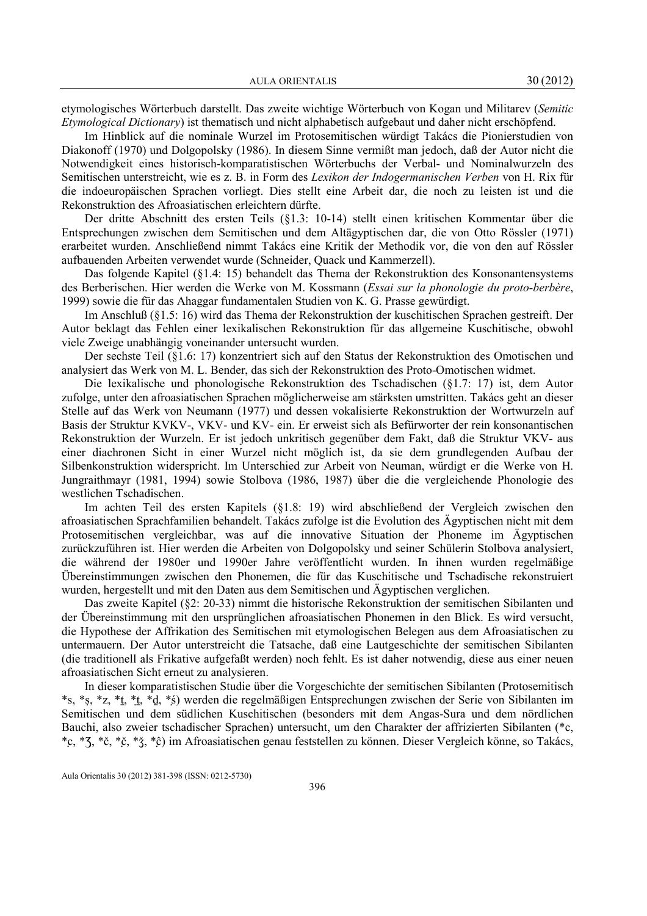etymologisches Wörterbuch darstellt. Das zweite wichtige Wörterbuch von Kogan und Militarev (*Semitic Etymological Dictionary*) ist thematisch und nicht alphabetisch aufgebaut und daher nicht erschöpfend.

Im Hinblick auf die nominale Wurzel im Protosemitischen würdigt Takács die Pionierstudien von Diakonoff (1970) und Dolgopolsky (1986). In diesem Sinne vermißt man jedoch, daß der Autor nicht die Notwendigkeit eines historisch-komparatistischen Wörterbuchs der Verbal- und Nominalwurzeln des Semitischen unterstreicht, wie es z. B. in Form des *Lexikon der Indogermanischen Verben* von H. Rix für die indoeuropäischen Sprachen vorliegt. Dies stellt eine Arbeit dar, die noch zu leisten ist und die Rekonstruktion des Afroasiatischen erleichtern dürfte.

Der dritte Abschnitt des ersten Teils (§1.3: 10-14) stellt einen kritischen Kommentar über die Entsprechungen zwischen dem Semitischen und dem Altägyptischen dar, die von Otto Rössler (1971) erarbeitet wurden. Anschließend nimmt Takács eine Kritik der Methodik vor, die von den auf Rössler aufbauenden Arbeiten verwendet wurde (Schneider, Quack und Kammerzell).

Das folgende Kapitel (§1.4: 15) behandelt das Thema der Rekonstruktion des Konsonantensystems des Berberischen. Hier werden die Werke von M. Kossmann (*Essai sur la phonologie du proto-berbère*, 1999) sowie die für das Ahaggar fundamentalen Studien von K. G. Prasse gewürdigt.

Im Anschluß (§1.5: 16) wird das Thema der Rekonstruktion der kuschitischen Sprachen gestreift. Der Autor beklagt das Fehlen einer lexikalischen Rekonstruktion für das allgemeine Kuschitische, obwohl viele Zweige unabhängig voneinander untersucht wurden.

Der sechste Teil (§1.6: 17) konzentriert sich auf den Status der Rekonstruktion des Omotischen und analysiert das Werk von M. L. Bender, das sich der Rekonstruktion des Proto-Omotischen widmet.

Die lexikalische und phonologische Rekonstruktion des Tschadischen (§1.7: 17) ist, dem Autor zufolge, unter den afroasiatischen Sprachen möglicherweise am stärksten umstritten. Takács geht an dieser Stelle auf das Werk von Neumann (1977) und dessen vokalisierte Rekonstruktion der Wortwurzeln auf Basis der Struktur KVKV-, VKV- und KV- ein. Er erweist sich als Befürworter der rein konsonantischen Rekonstruktion der Wurzeln. Er ist jedoch unkritisch gegenüber dem Fakt, daß die Struktur VKV- aus einer diachronen Sicht in einer Wurzel nicht möglich ist, da sie dem grundlegenden Aufbau der Silbenkonstruktion widerspricht. Im Unterschied zur Arbeit von Neuman, würdigt er die Werke von H. Jungraithmayr (1981, 1994) sowie Stolbova (1986, 1987) über die die vergleichende Phonologie des westlichen Tschadischen.

Im achten Teil des ersten Kapitels (§1.8: 19) wird abschließend der Vergleich zwischen den afroasiatischen Sprachfamilien behandelt. Takács zufolge ist die Evolution des Ägyptischen nicht mit dem Protosemitischen vergleichbar, was auf die innovative Situation der Phoneme im Ägyptischen zurückzuführen ist. Hier werden die Arbeiten von Dolgopolsky und seiner Schülerin Stolbova analysiert, die während der 1980er und 1990er Jahre veröffentlicht wurden. In ihnen wurden regelmäßige Übereinstimmungen zwischen den Phonemen, die für das Kuschitische und Tschadische rekonstruiert wurden, hergestellt und mit den Daten aus dem Semitischen und Ägyptischen verglichen.

Das zweite Kapitel (§2: 20-33) nimmt die historische Rekonstruktion der semitischen Sibilanten und der Übereinstimmung mit den ursprünglichen afroasiatischen Phonemen in den Blick. Es wird versucht, die Hypothese der Affrikation des Semitischen mit etymologischen Belegen aus dem Afroasiatischen zu untermauern. Der Autor unterstreicht die Tatsache, daß eine Lautgeschichte der semitischen Sibilanten (die traditionell als Frikative aufgefaßt werden) noch fehlt. Es ist daher notwendig, diese aus einer neuen afroasiatischen Sicht erneut zu analysieren.

In dieser komparatistischen Studie über die Vorgeschichte der semitischen Sibilanten (Protosemitisch *s, *ṣ, *z, *ṯ, *ṯ̣, *ḏ, *ś) werden die regelmäßigen Entsprechungen zwischen der Serie von Sibilanten im Semitischen und dem südlichen Kuschitischen (besonders mit dem Angas-Sura und dem nördlichen Bauchi, also zweier tschadischer Sprachen) untersucht, um den Charakter der affrizierten Sibilanten (*c, *ç, *ʒ, *č, *č̣, *ǯ, *ĉ) im Afroasiatischen genau feststellen zu können. Dieser Vergleich könne, so Takács,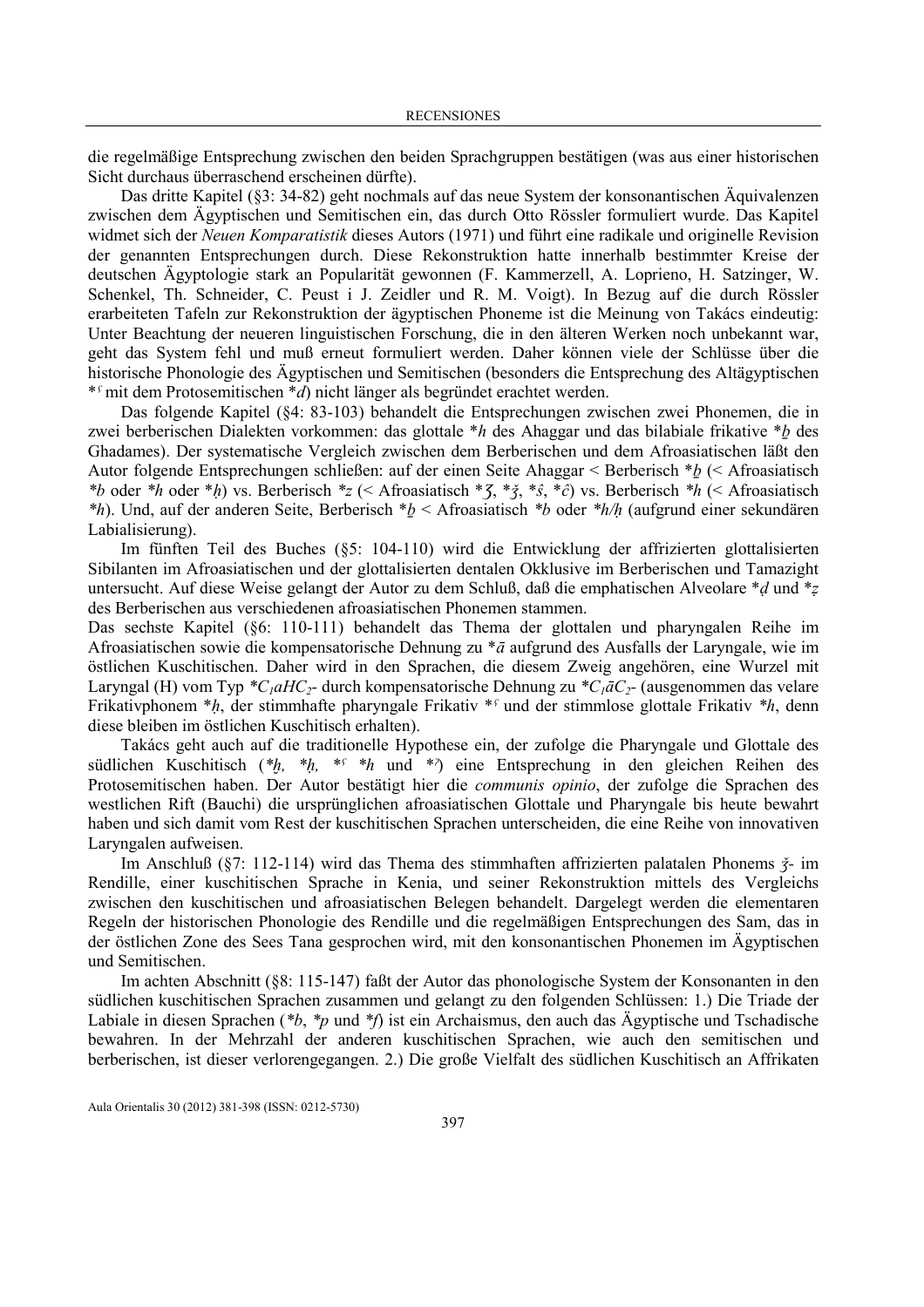die regelmäßige Entsprechung zwischen den beiden Sprachgruppen bestätigen (was aus einer historischen Sicht durchaus überraschend erscheinen dürfte).

Das dritte Kapitel (§3: 34-82) geht nochmals auf das neue System der konsonantischen Äquivalenzen zwischen dem Ägyptischen und Semitischen ein, das durch Otto Rössler formuliert wurde. Das Kapitel widmet sich der *Neuen Komparatistik* dieses Autors (1971) und führt eine radikale und originelle Revision der genannten Entsprechungen durch. Diese Rekonstruktion hatte innerhalb bestimmter Kreise der deutschen Ägyptologie stark an Popularität gewonnen (F. Kammerzell, A. Loprieno, H. Satzinger, W. Schenkel, Th. Schneider, C. Peust i J. Zeidler und R. M. Voigt). In Bezug auf die durch Rössler erarbeiteten Tafeln zur Rekonstruktion der ägyptischen Phoneme ist die Meinung von Takács eindeutig: Unter Beachtung der neueren linguistischen Forschung, die in den älteren Werken noch unbekannt war, geht das System fehl und muß erneut formuliert werden. Daher können viele der Schlüsse über die historische Phonologie des Ägyptischen und Semitischen (besonders die Entsprechung des Altägyptischen *ʿ mit dem Protosemitischen *ḍ) nicht länger als begründet erachtet werden.

Das folgende Kapitel (§4: 83-103) behandelt die Entsprechungen zwischen zwei Phonemen, die in zwei berberischen Dialekten vorkommen: das glottale *h des Ahaggar und das bilabiale frikative *ḇ des Ghadames). Der systematische Vergleich zwischen dem Berberischen und dem Afroasiatischen läßt den Autor folgende Entsprechungen schließen: auf der einen Seite Ahaggar < Berberisch *ḇ (< Afroasiatisch *b oder *h oder *ḥ) vs. Berberisch *z (< Afroasiatisch *ʒ, *ǯ, *ŝ, *ĉ) vs. Berberisch *h (< Afroasiatisch *h). Und, auf der anderen Seite, Berberisch *ḇ < Afroasiatisch *b oder *h/ḥ (aufgrund einer sekundären Labialisierung).

Im fünften Teil des Buches (§5: 104-110) wird die Entwicklung der affrizierten glottalisierten Sibilanten im Afroasiatischen und der glottalisierten dentalen Okklusive im Berberischen und Tamazight untersucht. Auf diese Weise gelangt der Autor zu dem Schluß, daß die emphatischen Alveolare *ḍ und *ẓ des Berberischen aus verschiedenen afroasiatischen Phonemen stammen.

Das sechste Kapitel (§6: 110-111) behandelt das Thema der glottalen und pharyngalen Reihe im Afroasiatischen sowie die kompensatorische Dehnung zu *ā aufgrund des Ausfalls der Laryngale, wie im östlichen Kuschitischen. Daher wird in den Sprachen, die diesem Zweig angehören, eine Wurzel mit Laryngal (H) vom Typ *$C_1aHC_2$- durch kompensatorische Dehnung zu *$C_1\bar{a}C_2$- (ausgenommen das velare Frikativphonem *ḫ, der stimmhafte pharyngale Frikativ *ʿ und der stimmlose glottale Frikativ *h, denn diese bleiben im östlichen Kuschitisch erhalten).

Takács geht auch auf die traditionelle Hypothese ein, der zufolge die Pharyngale und Glottale des südlichen Kuschitisch (*ḫ, *ḥ, *ʿ *h und *ʾ) eine Entsprechung in den gleichen Reihen des Protosemitischen haben. Der Autor bestätigt hier die *communis opinio*, der zufolge die Sprachen des westlichen Rift (Bauchi) die ursprünglichen afroasiatischen Glottale und Pharyngale bis heute bewahrt haben und sich damit vom Rest der kuschitischen Sprachen unterscheiden, die eine Reihe von innovativen Laryngalen aufweisen.

Im Anschluß (§7: 112-114) wird das Thema des stimmhaften affrizierten palatalen Phonems *ǯ*- im Rendille, einer kuschitischen Sprache in Kenia, und seiner Rekonstruktion mittels des Vergleichs zwischen den kuschitischen und afroasiatischen Belegen behandelt. Dargelegt werden die elementaren Regeln der historischen Phonologie des Rendille und die regelmäßigen Entsprechungen des Sam, das in der östlichen Zone des Sees Tana gesprochen wird, mit den konsonantischen Phonemen im Ägyptischen und Semitischen.

Im achten Abschnitt (§8: 115-147) faßt der Autor das phonologische System der Konsonanten in den südlichen kuschitischen Sprachen zusammen und gelangt zu den folgenden Schlüssen: 1.) Die Triade der Labiale in diesen Sprachen (*b, *p und *f) ist ein Archaismus, den auch das Ägyptische und Tschadische bewahren. In der Mehrzahl der anderen kuschitischen Sprachen, wie auch den semitischen und berberischen, ist dieser verlorengegangen. 2.) Die große Vielfalt des südlichen Kuschitisch an Affrikaten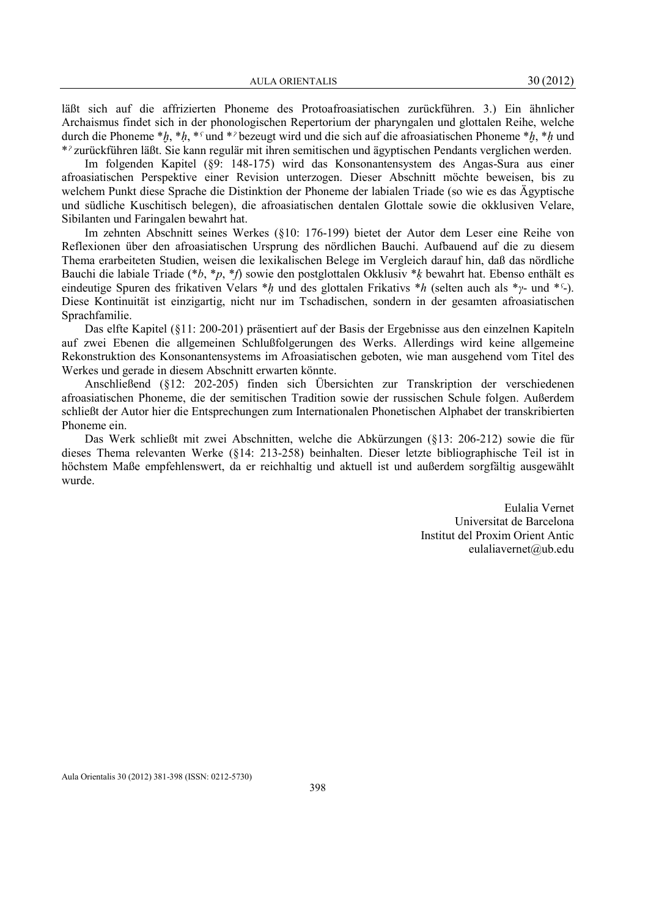läßt sich auf die affrizierten Phoneme des Protoafroasiatischen zurückführen. 3.) Ein ähnlicher Archaismus findet sich in der phonologischen Repertorium der pharyngalen und glottalen Reihe, welche durch die Phoneme *ḫ, *ḥ, *ˁ und *ˀ bezeugt wird und die sich auf die afroasiatischen Phoneme *ḫ, *ḥ und *ˀ zurückführen läßt. Sie kann regulär mit ihren semitischen und ägyptischen Pendants verglichen werden.

Im folgenden Kapitel (§9: 148-175) wird das Konsonantensystem des Angas-Sura aus einer afroasiatischen Perspektive einer Revision unterzogen. Dieser Abschnitt möchte beweisen, bis zu welchem Punkt diese Sprache die Distinktion der Phoneme der labialen Triade (so wie es das Ägyptische und südliche Kuschitisch belegen), die afroasiatischen dentalen Glottale sowie die okklusiven Velare, Sibilanten und Faringalen bewahrt hat.

Im zehnten Abschnitt seines Werkes (§10: 176-199) bietet der Autor dem Leser eine Reihe von Reflexionen über den afroasiatischen Ursprung des nördlichen Bauchi. Aufbauend auf die zu diesem Thema erarbeiteten Studien, weisen die lexikalischen Belege im Vergleich darauf hin, daß das nördliche Bauchi die labiale Triade (*b, *p, *f) sowie den postglottalen Okklusiv *ḳ bewahrt hat. Ebenso enthält es eindeutige Spuren des frikativen Velars *ḫ und des glottalen Frikativs *h (selten auch als *γ- und *ˁ-). Diese Kontinuität ist einzigartig, nicht nur im Tschadischen, sondern in der gesamten afroasiatischen Sprachfamilie.

Das elfte Kapitel (§11: 200-201) präsentiert auf der Basis der Ergebnisse aus den einzelnen Kapiteln auf zwei Ebenen die allgemeinen Schlußfolgerungen des Werks. Allerdings wird keine allgemeine Rekonstruktion des Konsonantensystems im Afroasiatischen geboten, wie man ausgehend vom Titel des Werkes und gerade in diesem Abschnitt erwarten könnte.

Anschließend (§12: 202-205) finden sich Übersichten zur Transkription der verschiedenen afroasiatischen Phoneme, die der semitischen Tradition sowie der russischen Schule folgen. Außerdem schließt der Autor hier die Entsprechungen zum Internationalen Phonetischen Alphabet der transkribierten Phoneme ein.

Das Werk schließt mit zwei Abschnitten, welche die Abkürzungen (§13: 206-212) sowie die für dieses Thema relevanten Werke (§14: 213-258) beinhalten. Dieser letzte bibliographische Teil ist in höchstem Maße empfehlenswert, da er reichhaltig und aktuell ist und außerdem sorgfältig ausgewählt wurde.

Eulalia Vernet
Universitat de Barcelona
Institut del Proxim Orient Antic
eulaliavernet@ub.edu